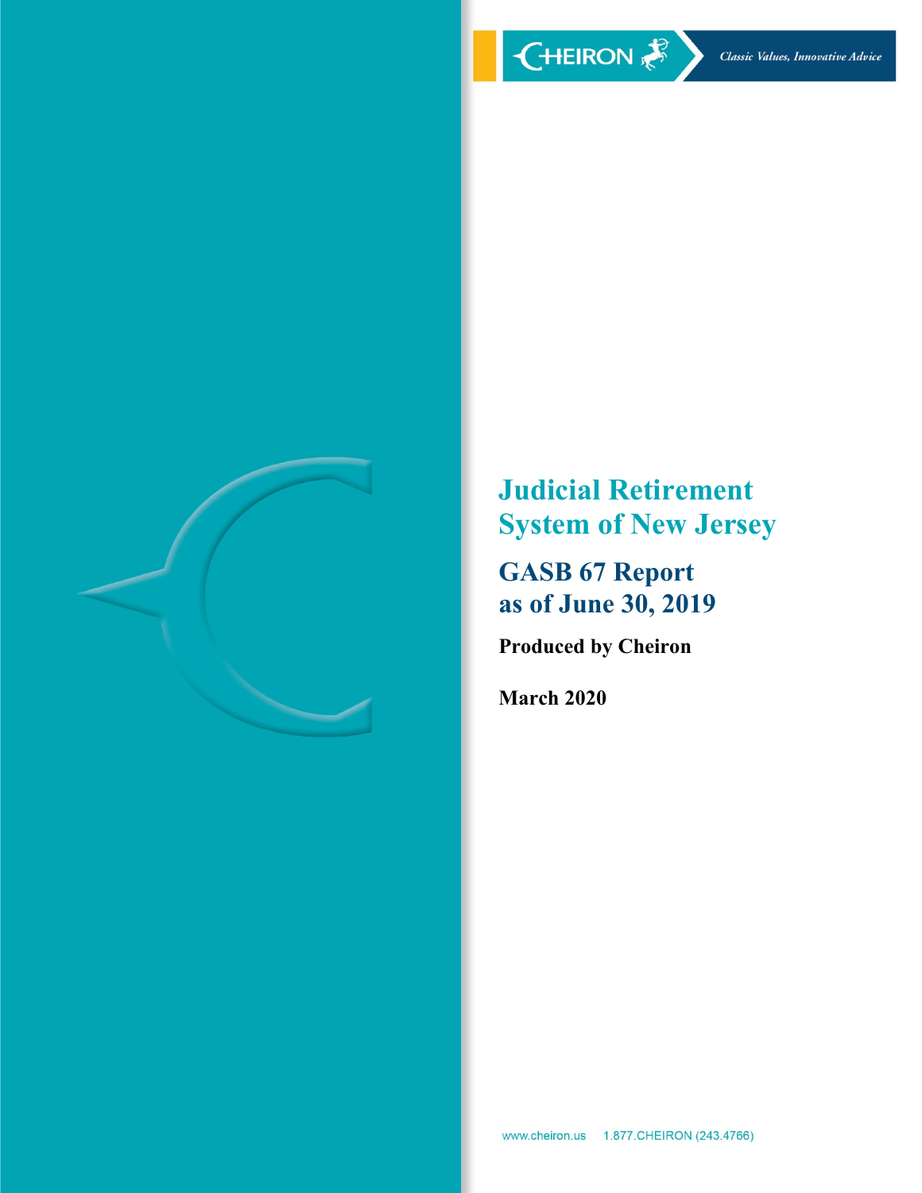CHEIRON

*Classic Values, Innovative Advice*

# Judicial Retirement System of New Jersey

## GASB 67 Report as of June 30, 2019

**Produced by Cheiron**

**March 2020**

www.cheiron.us 1.877.CHEIRON (243.4766)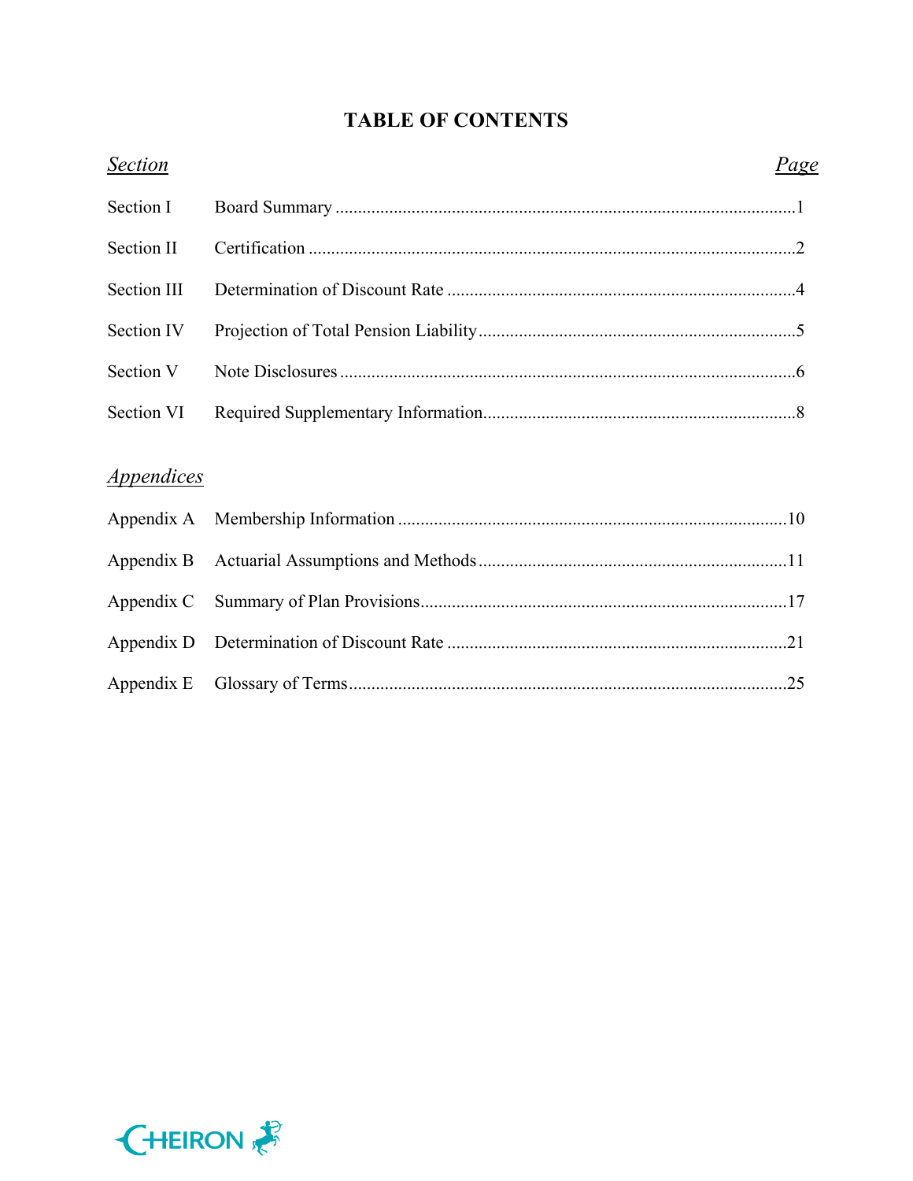# TABLE OF CONTENTS

| *Section* | | *Page* |
|---|---|---|
| Section I | Board Summary | 1 |
| Section II | Certification | 2 |
| Section III | Determination of Discount Rate | 4 |
| Section IV | Projection of Total Pension Liability | 5 |
| Section V | Note Disclosures | 6 |
| Section VI | Required Supplementary Information | 8 |

| *Appendices* | | |
|---|---|---|
| Appendix A | Membership Information | 10 |
| Appendix B | Actuarial Assumptions and Methods | 11 |
| Appendix C | Summary of Plan Provisions | 17 |
| Appendix D | Determination of Discount Rate | 21 |
| Appendix E | Glossary of Terms | 25 |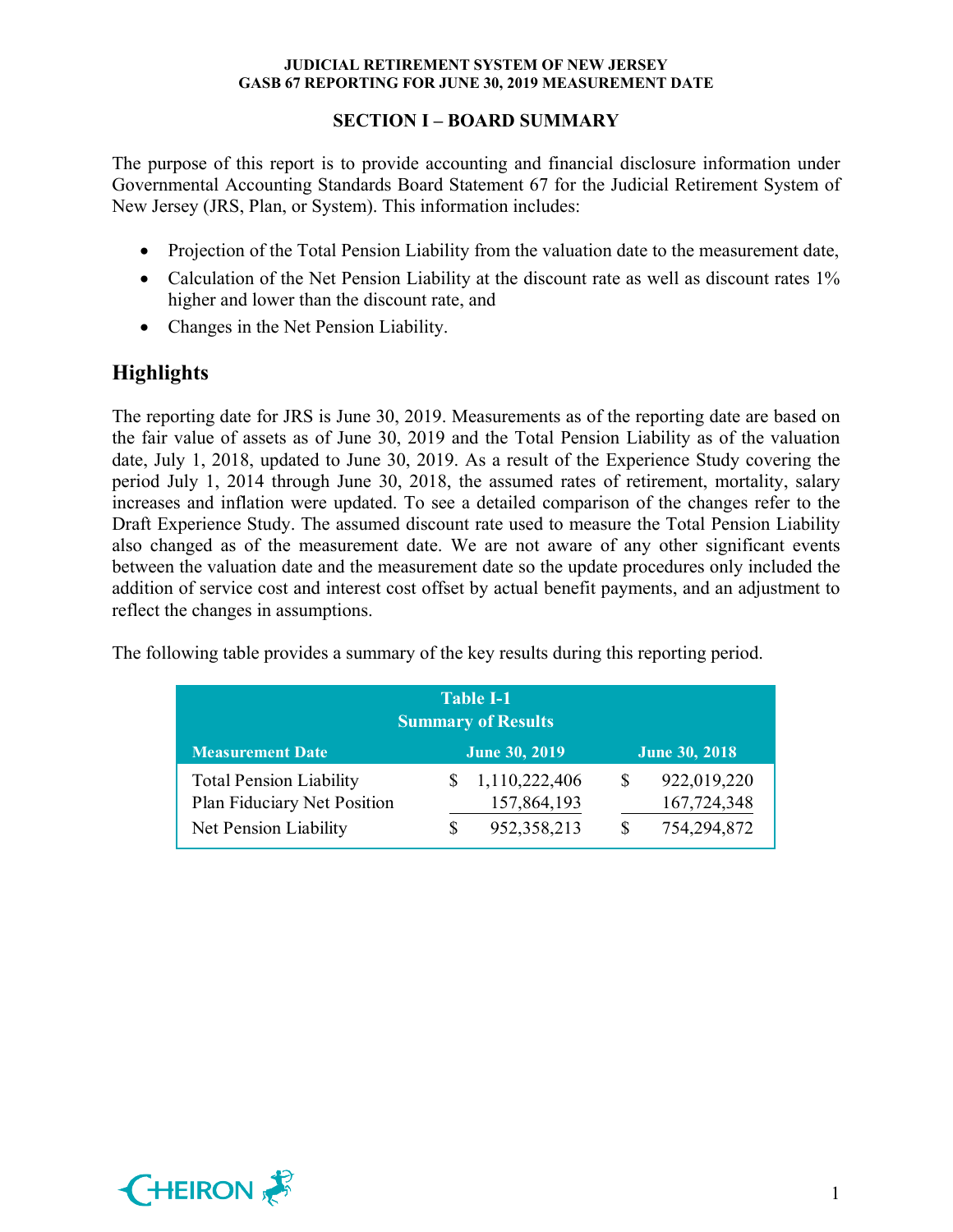## SECTION I – BOARD SUMMARY

The purpose of this report is to provide accounting and financial disclosure information under Governmental Accounting Standards Board Statement 67 for the Judicial Retirement System of New Jersey (JRS, Plan, or System). This information includes:

- Projection of the Total Pension Liability from the valuation date to the measurement date,
- Calculation of the Net Pension Liability at the discount rate as well as discount rates 1% higher and lower than the discount rate, and
- Changes in the Net Pension Liability.

## Highlights

The reporting date for JRS is June 30, 2019. Measurements as of the reporting date are based on the fair value of assets as of June 30, 2019 and the Total Pension Liability as of the valuation date, July 1, 2018, updated to June 30, 2019. As a result of the Experience Study covering the period July 1, 2014 through June 30, 2018, the assumed rates of retirement, mortality, salary increases and inflation were updated. To see a detailed comparison of the changes refer to the Draft Experience Study. The assumed discount rate used to measure the Total Pension Liability also changed as of the measurement date. We are not aware of any other significant events between the valuation date and the measurement date so the update procedures only included the addition of service cost and interest cost offset by actual benefit payments, and an adjustment to reflect the changes in assumptions.

The following table provides a summary of the key results during this reporting period.

**Table I-1**
**Summary of Results**

| Measurement Date | June 30, 2019 | June 30, 2018 |
|---|---|---|
| Total Pension Liability | $ 1,110,222,406 | $ 922,019,220 |
| Plan Fiduciary Net Position | 157,864,193 | 167,724,348 |
| Net Pension Liability | $ 952,358,213 | $ 754,294,872 |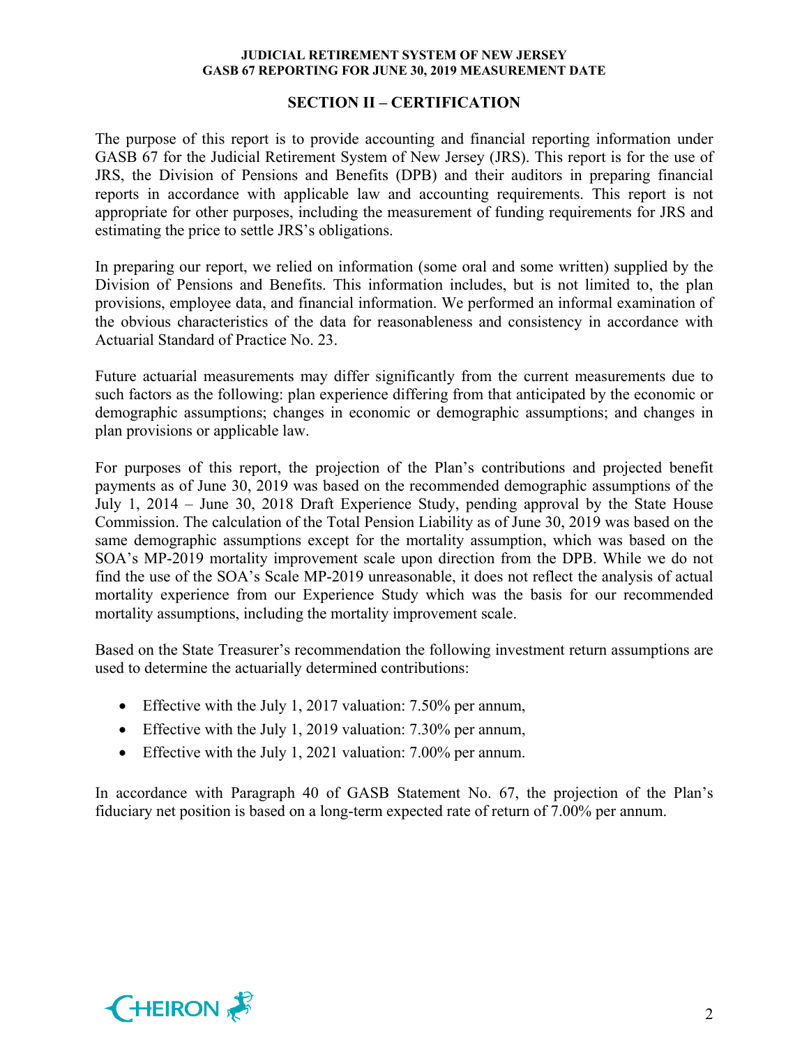## SECTION II – CERTIFICATION

The purpose of this report is to provide accounting and financial reporting information under GASB 67 for the Judicial Retirement System of New Jersey (JRS). This report is for the use of JRS, the Division of Pensions and Benefits (DPB) and their auditors in preparing financial reports in accordance with applicable law and accounting requirements. This report is not appropriate for other purposes, including the measurement of funding requirements for JRS and estimating the price to settle JRS's obligations.

In preparing our report, we relied on information (some oral and some written) supplied by the Division of Pensions and Benefits. This information includes, but is not limited to, the plan provisions, employee data, and financial information. We performed an informal examination of the obvious characteristics of the data for reasonableness and consistency in accordance with Actuarial Standard of Practice No. 23.

Future actuarial measurements may differ significantly from the current measurements due to such factors as the following: plan experience differing from that anticipated by the economic or demographic assumptions; changes in economic or demographic assumptions; and changes in plan provisions or applicable law.

For purposes of this report, the projection of the Plan's contributions and projected benefit payments as of June 30, 2019 was based on the recommended demographic assumptions of the July 1, 2014 – June 30, 2018 Draft Experience Study, pending approval by the State House Commission. The calculation of the Total Pension Liability as of June 30, 2019 was based on the same demographic assumptions except for the mortality assumption, which was based on the SOA's MP-2019 mortality improvement scale upon direction from the DPB. While we do not find the use of the SOA's Scale MP-2019 unreasonable, it does not reflect the analysis of actual mortality experience from our Experience Study which was the basis for our recommended mortality assumptions, including the mortality improvement scale.

Based on the State Treasurer's recommendation the following investment return assumptions are used to determine the actuarially determined contributions:

- Effective with the July 1, 2017 valuation: 7.50% per annum,
- Effective with the July 1, 2019 valuation: 7.30% per annum,
- Effective with the July 1, 2021 valuation: 7.00% per annum.

In accordance with Paragraph 40 of GASB Statement No. 67, the projection of the Plan's fiduciary net position is based on a long-term expected rate of return of 7.00% per annum.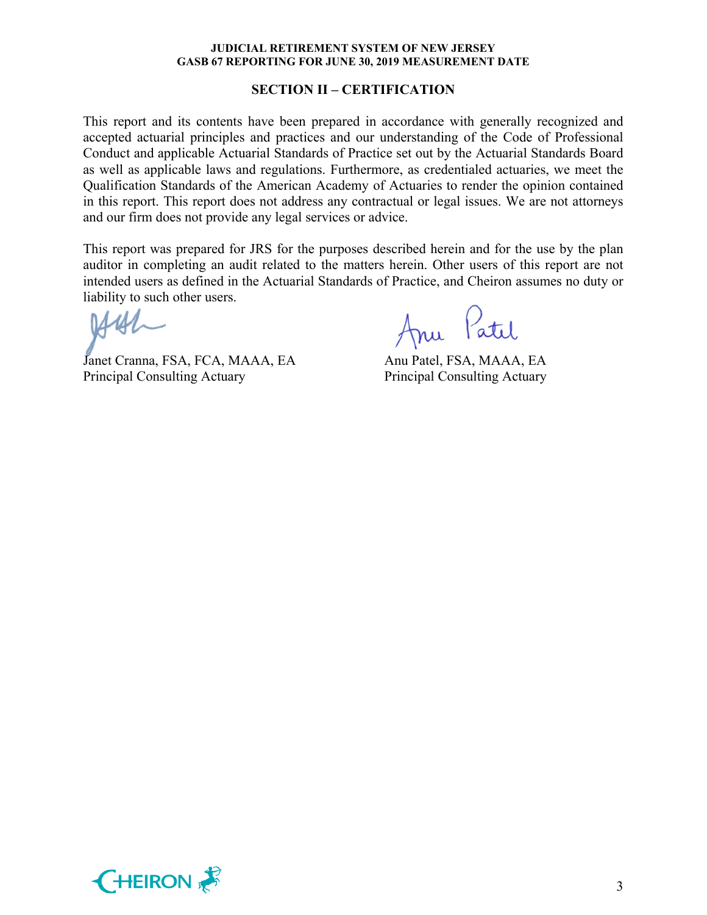## SECTION II – CERTIFICATION

This report and its contents have been prepared in accordance with generally recognized and accepted actuarial principles and practices and our understanding of the Code of Professional Conduct and applicable Actuarial Standards of Practice set out by the Actuarial Standards Board as well as applicable laws and regulations. Furthermore, as credentialed actuaries, we meet the Qualification Standards of the American Academy of Actuaries to render the opinion contained in this report. This report does not address any contractual or legal issues. We are not attorneys and our firm does not provide any legal services or advice.

This report was prepared for JRS for the purposes described herein and for the use by the plan auditor in completing an audit related to the matters herein. Other users of this report are not intended users as defined in the Actuarial Standards of Practice, and Cheiron assumes no duty or liability to such other users.

Janet Cranna, FSA, FCA, MAAA, EA
Principal Consulting Actuary

Anu Patel, FSA, MAAA, EA
Principal Consulting Actuary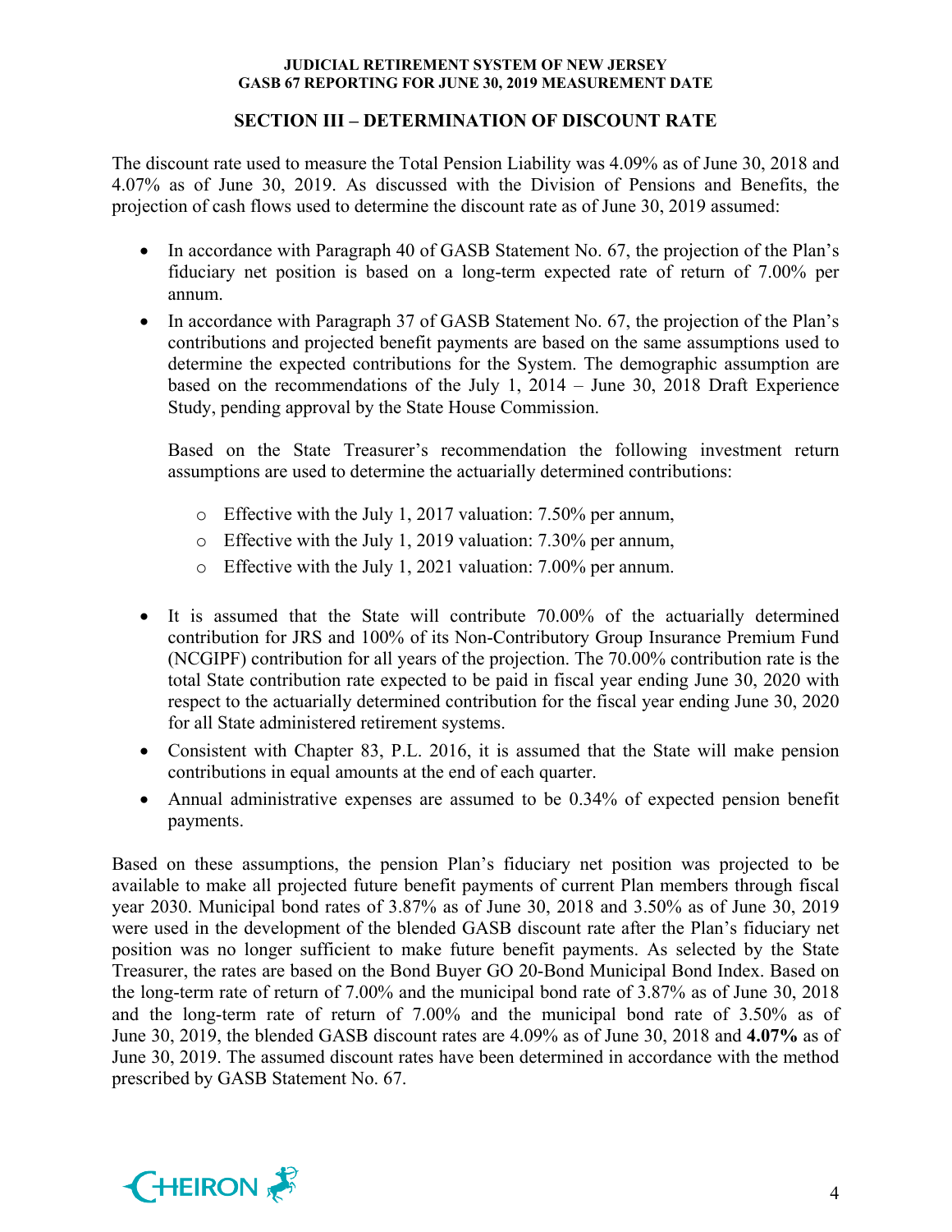## SECTION III – DETERMINATION OF DISCOUNT RATE

The discount rate used to measure the Total Pension Liability was 4.09% as of June 30, 2018 and 4.07% as of June 30, 2019. As discussed with the Division of Pensions and Benefits, the projection of cash flows used to determine the discount rate as of June 30, 2019 assumed:

- In accordance with Paragraph 40 of GASB Statement No. 67, the projection of the Plan's fiduciary net position is based on a long-term expected rate of return of 7.00% per annum.
- In accordance with Paragraph 37 of GASB Statement No. 67, the projection of the Plan's contributions and projected benefit payments are based on the same assumptions used to determine the expected contributions for the System. The demographic assumption are based on the recommendations of the July 1, 2014 – June 30, 2018 Draft Experience Study, pending approval by the State House Commission.

  Based on the State Treasurer's recommendation the following investment return assumptions are used to determine the actuarially determined contributions:

  - Effective with the July 1, 2017 valuation: 7.50% per annum,
  - Effective with the July 1, 2019 valuation: 7.30% per annum,
  - Effective with the July 1, 2021 valuation: 7.00% per annum.

- It is assumed that the State will contribute 70.00% of the actuarially determined contribution for JRS and 100% of its Non-Contributory Group Insurance Premium Fund (NCGIPF) contribution for all years of the projection. The 70.00% contribution rate is the total State contribution rate expected to be paid in fiscal year ending June 30, 2020 with respect to the actuarially determined contribution for the fiscal year ending June 30, 2020 for all State administered retirement systems.
- Consistent with Chapter 83, P.L. 2016, it is assumed that the State will make pension contributions in equal amounts at the end of each quarter.
- Annual administrative expenses are assumed to be 0.34% of expected pension benefit payments.

Based on these assumptions, the pension Plan's fiduciary net position was projected to be available to make all projected future benefit payments of current Plan members through fiscal year 2030. Municipal bond rates of 3.87% as of June 30, 2018 and 3.50% as of June 30, 2019 were used in the development of the blended GASB discount rate after the Plan's fiduciary net position was no longer sufficient to make future benefit payments. As selected by the State Treasurer, the rates are based on the Bond Buyer GO 20-Bond Municipal Bond Index. Based on the long-term rate of return of 7.00% and the municipal bond rate of 3.87% as of June 30, 2018 and the long-term rate of return of 7.00% and the municipal bond rate of 3.50% as of June 30, 2019, the blended GASB discount rates are 4.09% as of June 30, 2018 and **4.07%** as of June 30, 2019. The assumed discount rates have been determined in accordance with the method prescribed by GASB Statement No. 67.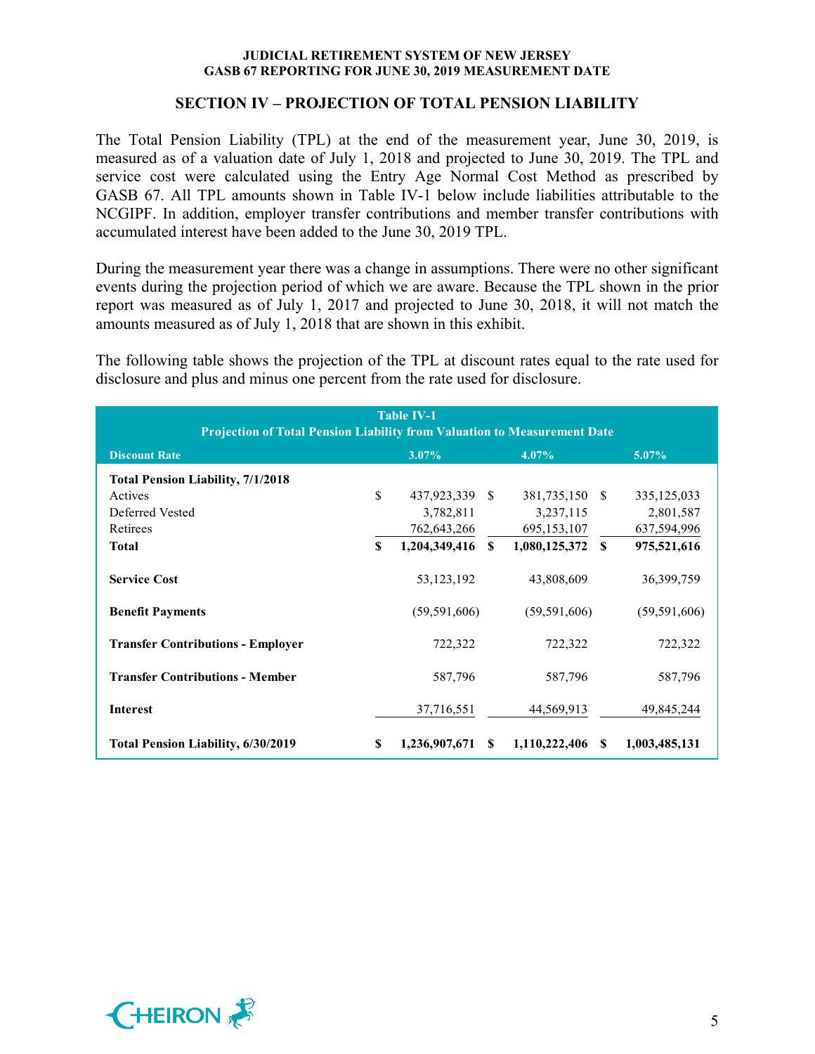## SECTION IV – PROJECTION OF TOTAL PENSION LIABILITY

The Total Pension Liability (TPL) at the end of the measurement year, June 30, 2019, is measured as of a valuation date of July 1, 2018 and projected to June 30, 2019. The TPL and service cost were calculated using the Entry Age Normal Cost Method as prescribed by GASB 67. All TPL amounts shown in Table IV-1 below include liabilities attributable to the NCGIPF. In addition, employer transfer contributions and member transfer contributions with accumulated interest have been added to the June 30, 2019 TPL.

During the measurement year there was a change in assumptions. There were no other significant events during the projection period of which we are aware. Because the TPL shown in the prior report was measured as of July 1, 2017 and projected to June 30, 2018, it will not match the amounts measured as of July 1, 2018 that are shown in this exhibit.

The following table shows the projection of the TPL at discount rates equal to the rate used for disclosure and plus and minus one percent from the rate used for disclosure.

**Table IV-1**
**Projection of Total Pension Liability from Valuation to Measurement Date**

| Discount Rate | 3.07% | 4.07% | 5.07% |
|---|---|---|---|
| **Total Pension Liability, 7/1/2018** | | | |
| Actives | $ 437,923,339 | $ 381,735,150 | $ 335,125,033 |
| Deferred Vested | 3,782,811 | 3,237,115 | 2,801,587 |
| Retirees | 762,643,266 | 695,153,107 | 637,594,996 |
| **Total** | **$ 1,204,349,416** | **$ 1,080,125,372** | **$ 975,521,616** |
| **Service Cost** | 53,123,192 | 43,808,609 | 36,399,759 |
| **Benefit Payments** | (59,591,606) | (59,591,606) | (59,591,606) |
| **Transfer Contributions - Employer** | 722,322 | 722,322 | 722,322 |
| **Transfer Contributions - Member** | 587,796 | 587,796 | 587,796 |
| **Interest** | 37,716,551 | 44,569,913 | 49,845,244 |
| **Total Pension Liability, 6/30/2019** | **$ 1,236,907,671** | **$ 1,110,222,406** | **$ 1,003,485,131** |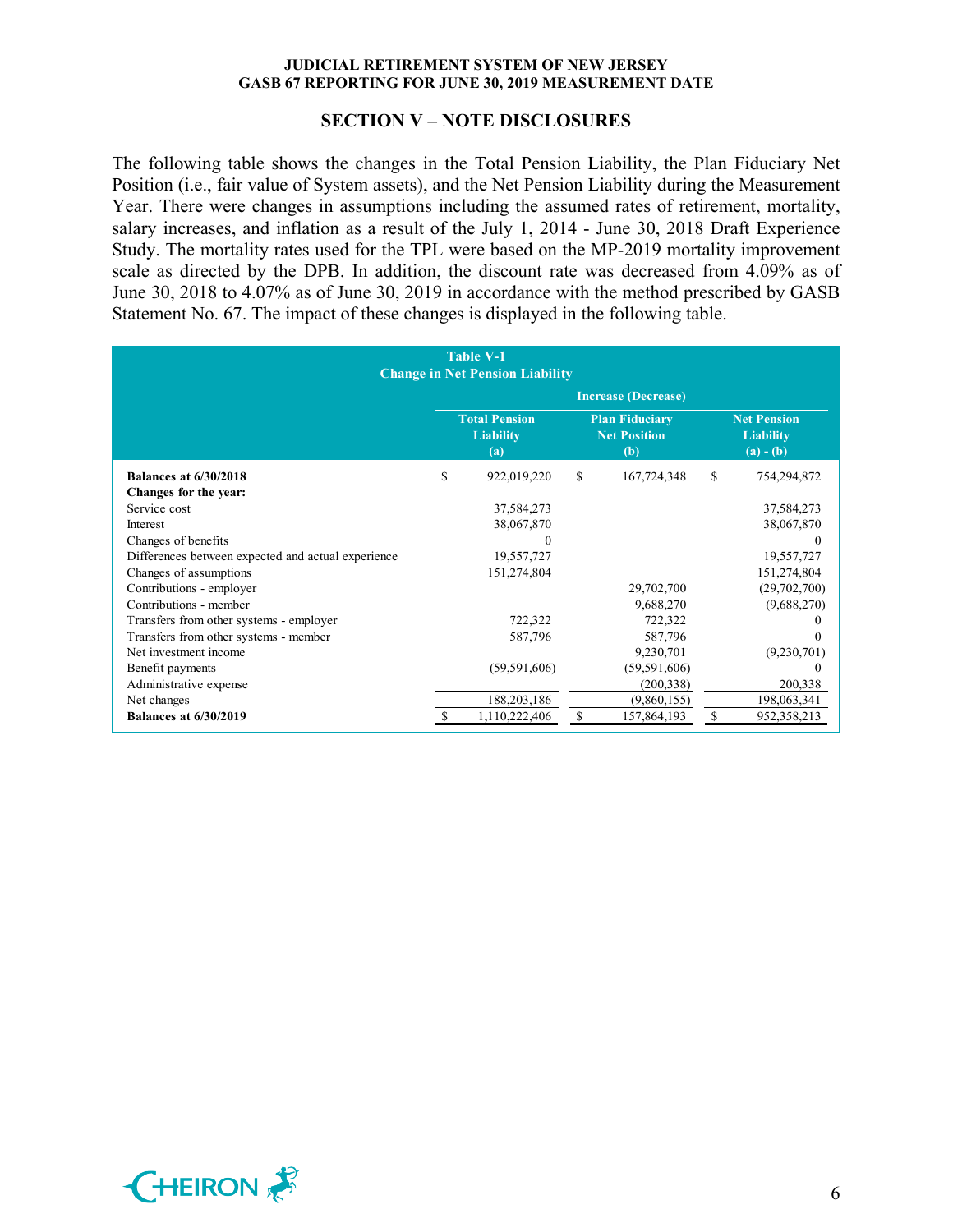## SECTION V – NOTE DISCLOSURES

The following table shows the changes in the Total Pension Liability, the Plan Fiduciary Net Position (i.e., fair value of System assets), and the Net Pension Liability during the Measurement Year. There were changes in assumptions including the assumed rates of retirement, mortality, salary increases, and inflation as a result of the July 1, 2014 - June 30, 2018 Draft Experience Study. The mortality rates used for the TPL were based on the MP-2019 mortality improvement scale as directed by the DPB. In addition, the discount rate was decreased from 4.09% as of June 30, 2018 to 4.07% as of June 30, 2019 in accordance with the method prescribed by GASB Statement No. 67. The impact of these changes is displayed in the following table.

**Table V-1**
**Change in Net Pension Liability**

| | Increase (Decrease) | | |
|---|---|---|---|
| | **Total Pension Liability (a)** | **Plan Fiduciary Net Position (b)** | **Net Pension Liability (a) - (b)** |
| **Balances at 6/30/2018** | $ 922,019,220 | $ 167,724,348 | $ 754,294,872 |
| **Changes for the year:** | | | |
| Service cost | 37,584,273 | | 37,584,273 |
| Interest | 38,067,870 | | 38,067,870 |
| Changes of benefits | 0 | | 0 |
| Differences between expected and actual experience | 19,557,727 | | 19,557,727 |
| Changes of assumptions | 151,274,804 | | 151,274,804 |
| Contributions - employer | | 29,702,700 | (29,702,700) |
| Contributions - member | | 9,688,270 | (9,688,270) |
| Transfers from other systems - employer | 722,322 | 722,322 | 0 |
| Transfers from other systems - member | 587,796 | 587,796 | 0 |
| Net investment income | | 9,230,701 | (9,230,701) |
| Benefit payments | (59,591,606) | (59,591,606) | 0 |
| Administrative expense | | (200,338) | 200,338 |
| Net changes | 188,203,186 | (9,860,155) | 198,063,341 |
| **Balances at 6/30/2019** | $ 1,110,222,406 | $ 157,864,193 | $ 952,358,213 |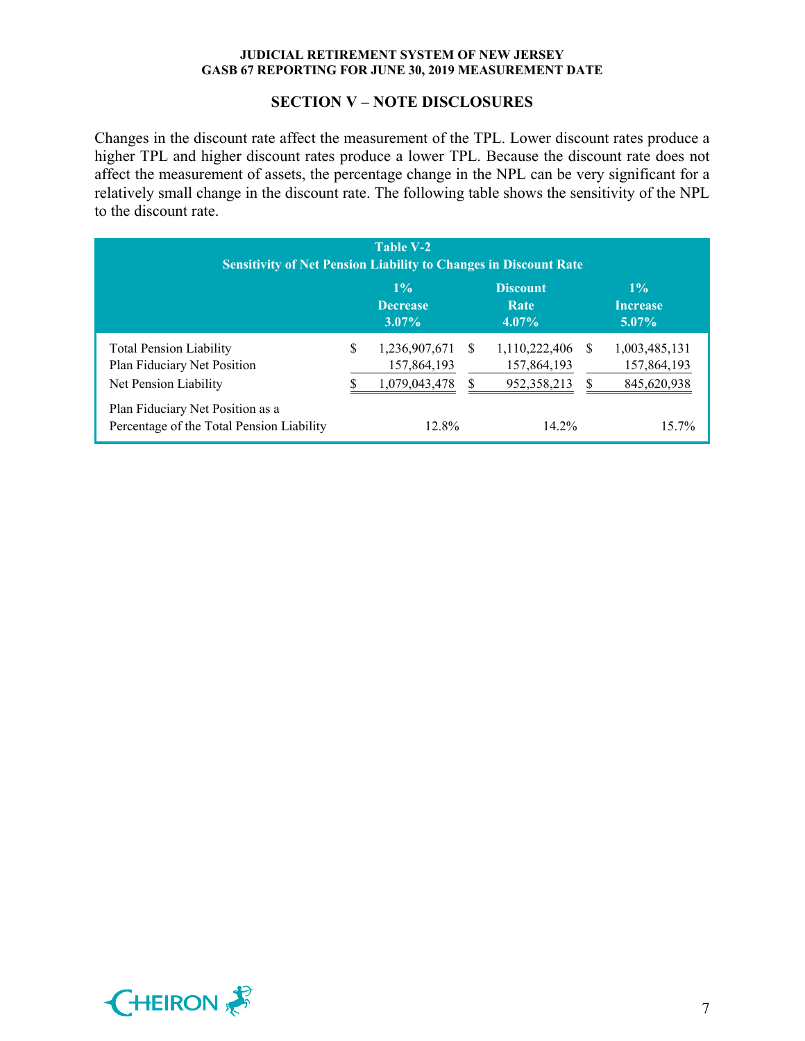## SECTION V – NOTE DISCLOSURES

Changes in the discount rate affect the measurement of the TPL. Lower discount rates produce a higher TPL and higher discount rates produce a lower TPL. Because the discount rate does not affect the measurement of assets, the percentage change in the NPL can be very significant for a relatively small change in the discount rate. The following table shows the sensitivity of the NPL to the discount rate.

**Table V-2**
**Sensitivity of Net Pension Liability to Changes in Discount Rate**

| | 1% Decrease 3.07% | Discount Rate 4.07% | 1% Increase 5.07% |
|---|---|---|---|
| Total Pension Liability | $ 1,236,907,671 | $ 1,110,222,406 | $ 1,003,485,131 |
| Plan Fiduciary Net Position | 157,864,193 | 157,864,193 | 157,864,193 |
| Net Pension Liability | $ 1,079,043,478 | $ 952,358,213 | $ 845,620,938 |
| Plan Fiduciary Net Position as a Percentage of the Total Pension Liability | 12.8% | 14.2% | 15.7% |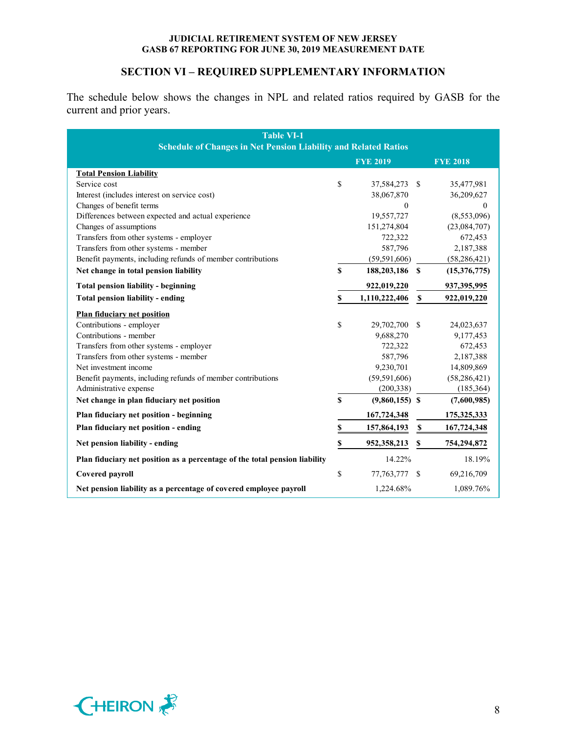## SECTION VI – REQUIRED SUPPLEMENTARY INFORMATION

The schedule below shows the changes in NPL and related ratios required by GASB for the current and prior years.

**Table VI-1**
**Schedule of Changes in Net Pension Liability and Related Ratios**

| | FYE 2019 | FYE 2018 |
|---|---|---|
| **Total Pension Liability** | | |
| Service cost | $ 37,584,273 | $ 35,477,981 |
| Interest (includes interest on service cost) | 38,067,870 | 36,209,627 |
| Changes of benefit terms | 0 | 0 |
| Differences between expected and actual experience | 19,557,727 | (8,553,096) |
| Changes of assumptions | 151,274,804 | (23,084,707) |
| Transfers from other systems - employer | 722,322 | 672,453 |
| Transfers from other systems - member | 587,796 | 2,187,388 |
| Benefit payments, including refunds of member contributions | (59,591,606) | (58,286,421) |
| **Net change in total pension liability** | **$ 188,203,186** | **$ (15,376,775)** |
| **Total pension liability - beginning** | **922,019,220** | **937,395,995** |
| **Total pension liability - ending** | **$ 1,110,222,406** | **$ 922,019,220** |
| **Plan fiduciary net position** | | |
| Contributions - employer | $ 29,702,700 | $ 24,023,637 |
| Contributions - member | 9,688,270 | 9,177,453 |
| Transfers from other systems - employer | 722,322 | 672,453 |
| Transfers from other systems - member | 587,796 | 2,187,388 |
| Net investment income | 9,230,701 | 14,809,869 |
| Benefit payments, including refunds of member contributions | (59,591,606) | (58,286,421) |
| Administrative expense | (200,338) | (185,364) |
| **Net change in plan fiduciary net position** | **$ (9,860,155)** | **$ (7,600,985)** |
| **Plan fiduciary net position - beginning** | **167,724,348** | **175,325,333** |
| **Plan fiduciary net position - ending** | **$ 157,864,193** | **$ 167,724,348** |
| **Net pension liability - ending** | **$ 952,358,213** | **$ 754,294,872** |
| **Plan fiduciary net position as a percentage of the total pension liability** | 14.22% | 18.19% |
| **Covered payroll** | $ 77,763,777 | $ 69,216,709 |
| **Net pension liability as a percentage of covered employee payroll** | 1,224.68% | 1,089.76% |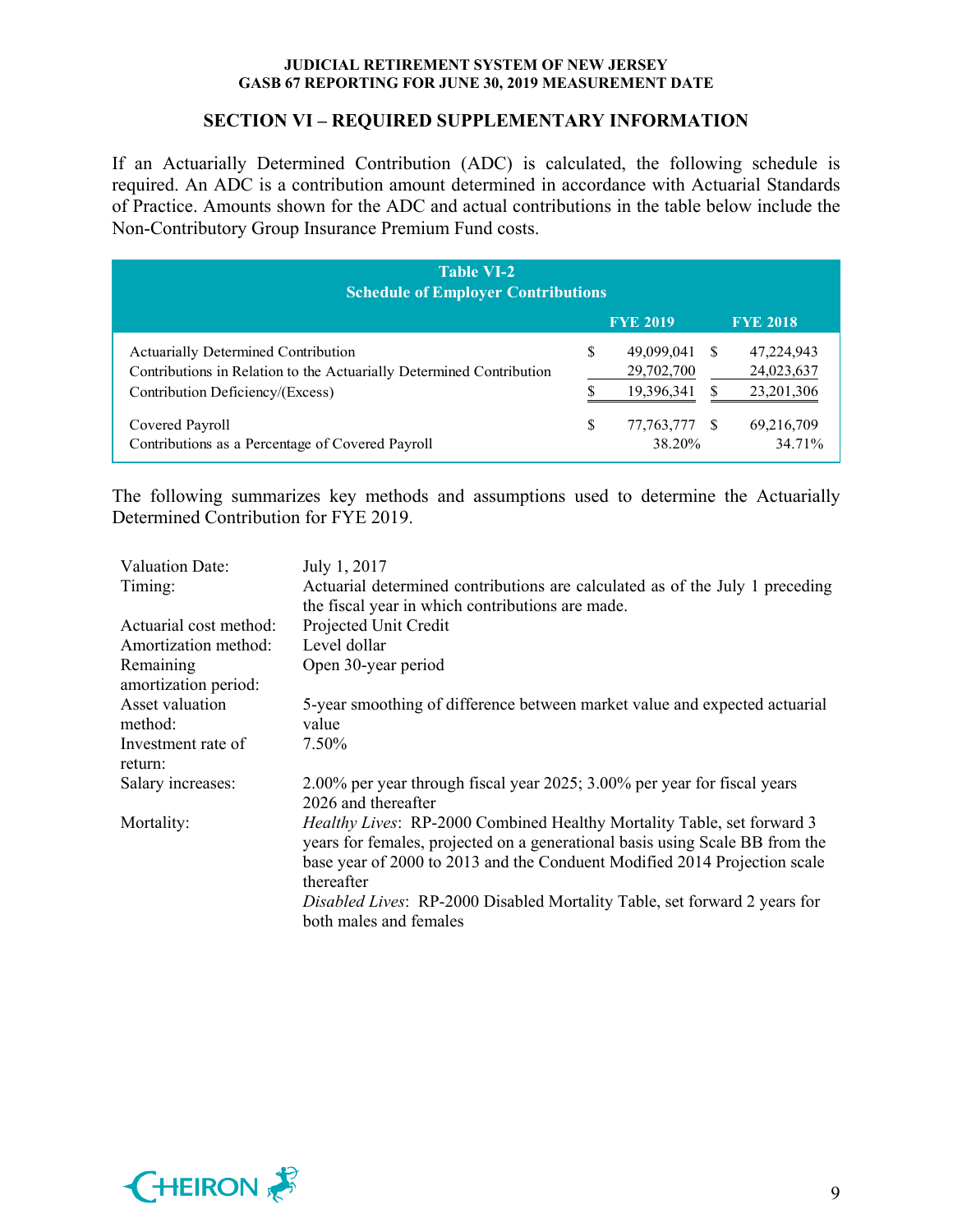## SECTION VI – REQUIRED SUPPLEMENTARY INFORMATION

If an Actuarially Determined Contribution (ADC) is calculated, the following schedule is required. An ADC is a contribution amount determined in accordance with Actuarial Standards of Practice. Amounts shown for the ADC and actual contributions in the table below include the Non-Contributory Group Insurance Premium Fund costs.

**Table VI-2**
**Schedule of Employer Contributions**

| | FYE 2019 | FYE 2018 |
|---|---|---|
| Actuarially Determined Contribution | $ 49,099,041 | $ 47,224,943 |
| Contributions in Relation to the Actuarially Determined Contribution | 29,702,700 | 24,023,637 |
| Contribution Deficiency/(Excess) | $ 19,396,341 | $ 23,201,306 |
| Covered Payroll | $ 77,763,777 | $ 69,216,709 |
| Contributions as a Percentage of Covered Payroll | 38.20% | 34.71% |

The following summarizes key methods and assumptions used to determine the Actuarially Determined Contribution for FYE 2019.

| | |
|---|---|
| Valuation Date: | July 1, 2017 |
| Timing: | Actuarial determined contributions are calculated as of the July 1 preceding the fiscal year in which contributions are made. |
| Actuarial cost method: | Projected Unit Credit |
| Amortization method: | Level dollar |
| Remaining amortization period: | Open 30-year period |
| Asset valuation method: | 5-year smoothing of difference between market value and expected actuarial value |
| Investment rate of return: | 7.50% |
| Salary increases: | 2.00% per year through fiscal year 2025; 3.00% per year for fiscal years 2026 and thereafter |
| Mortality: | *Healthy Lives*: RP-2000 Combined Healthy Mortality Table, set forward 3 years for females, projected on a generational basis using Scale BB from the base year of 2000 to 2013 and the Conduent Modified 2014 Projection scale thereafter<br>*Disabled Lives*: RP-2000 Disabled Mortality Table, set forward 2 years for both males and females |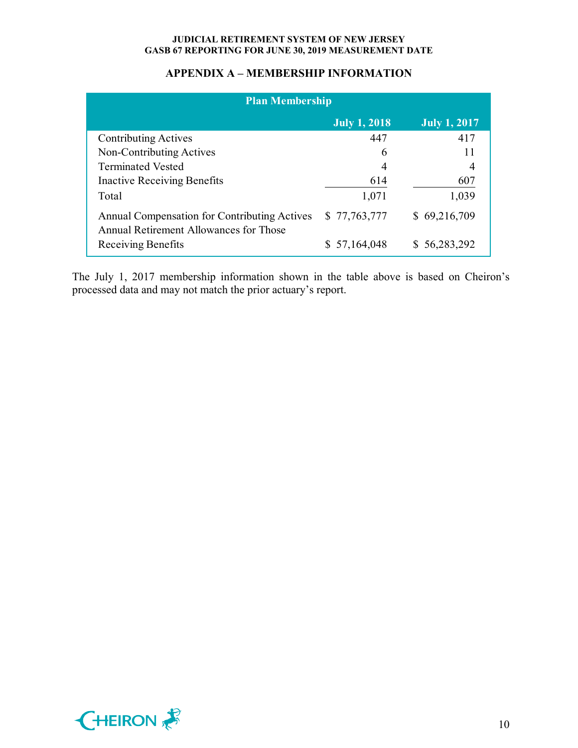## APPENDIX A – MEMBERSHIP INFORMATION

| Plan Membership | | |
|---|---|---|
| | July 1, 2018 | July 1, 2017 |
| Contributing Actives | 447 | 417 |
| Non-Contributing Actives | 6 | 11 |
| Terminated Vested | 4 | 4 |
| Inactive Receiving Benefits | 614 | 607 |
| Total | 1,071 | 1,039 |
| Annual Compensation for Contributing Actives | $ 77,763,777 | $ 69,216,709 |
| Annual Retirement Allowances for Those Receiving Benefits | $ 57,164,048 | $ 56,283,292 |

The July 1, 2017 membership information shown in the table above is based on Cheiron's processed data and may not match the prior actuary's report.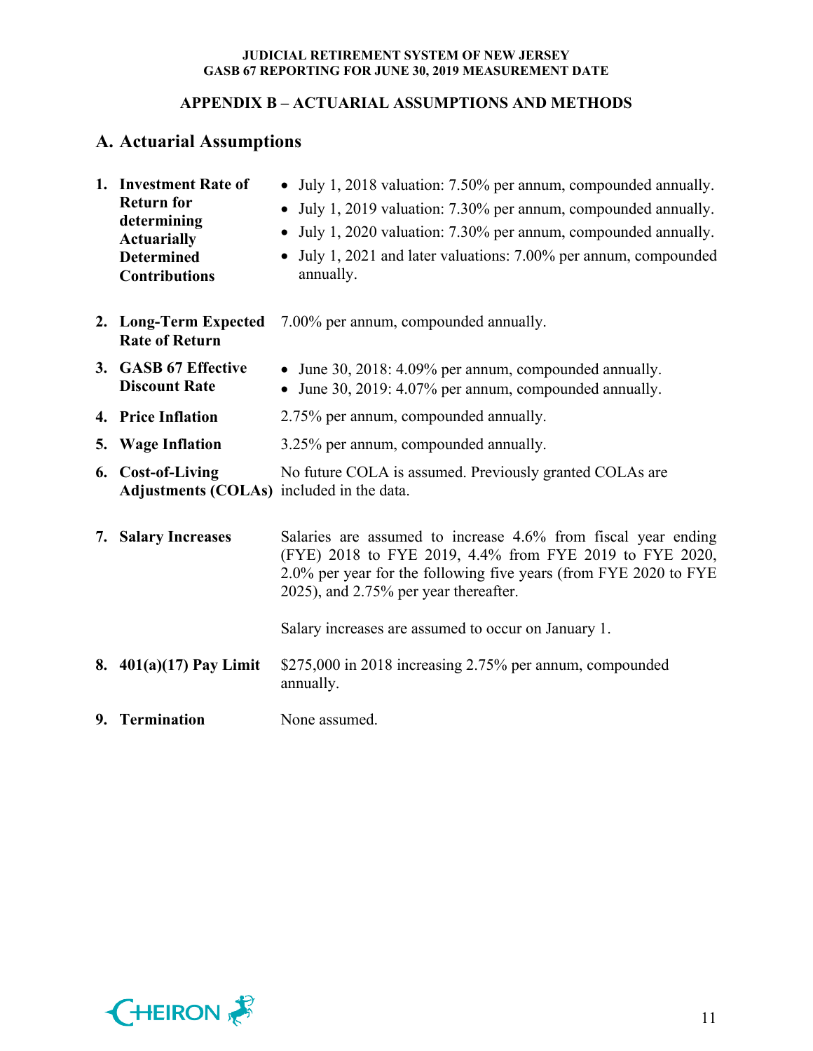## APPENDIX B – ACTUARIAL ASSUMPTIONS AND METHODS

### A. Actuarial Assumptions

1. **Investment Rate of Return for determining Actuarially Determined Contributions**
   - July 1, 2018 valuation: 7.50% per annum, compounded annually.
   - July 1, 2019 valuation: 7.30% per annum, compounded annually.
   - July 1, 2020 valuation: 7.30% per annum, compounded annually.
   - July 1, 2021 and later valuations: 7.00% per annum, compounded annually.

2. **Long-Term Expected Rate of Return** 7.00% per annum, compounded annually.

3. **GASB 67 Effective Discount Rate**
   - June 30, 2018: 4.09% per annum, compounded annually.
   - June 30, 2019: 4.07% per annum, compounded annually.

4. **Price Inflation** 2.75% per annum, compounded annually.

5. **Wage Inflation** 3.25% per annum, compounded annually.

6. **Cost-of-Living Adjustments (COLAs)** No future COLA is assumed. Previously granted COLAs are included in the data.

7. **Salary Increases** Salaries are assumed to increase 4.6% from fiscal year ending (FYE) 2018 to FYE 2019, 4.4% from FYE 2019 to FYE 2020, 2.0% per year for the following five years (from FYE 2020 to FYE 2025), and 2.75% per year thereafter.

   Salary increases are assumed to occur on January 1.

8. **401(a)(17) Pay Limit** $275,000 in 2018 increasing 2.75% per annum, compounded annually.

9. **Termination** None assumed.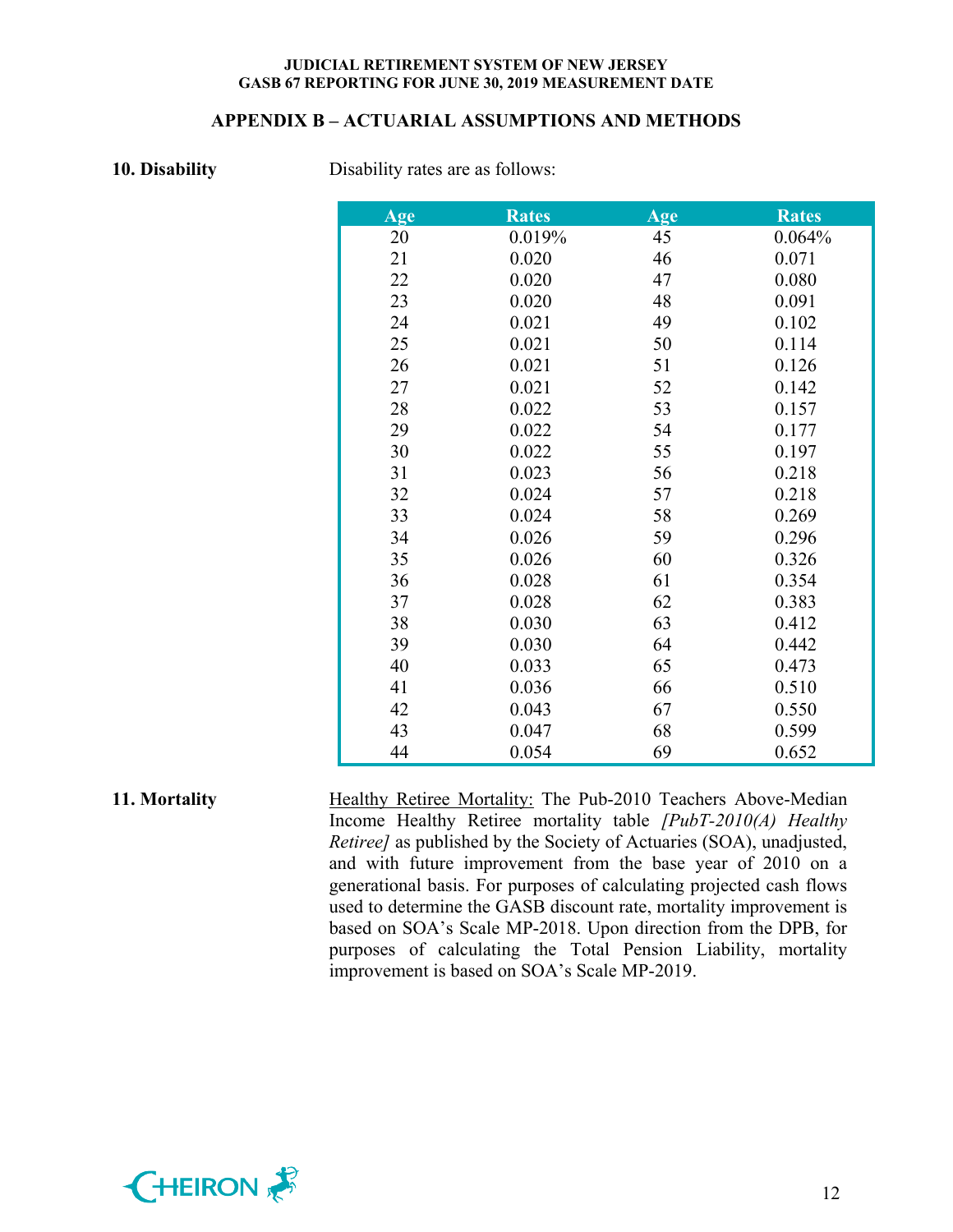## APPENDIX B – ACTUARIAL ASSUMPTIONS AND METHODS

**10. Disability**

Disability rates are as follows:

| Age | Rates | Age | Rates |
|---|---|---|---|
| 20 | 0.019% | 45 | 0.064% |
| 21 | 0.020 | 46 | 0.071 |
| 22 | 0.020 | 47 | 0.080 |
| 23 | 0.020 | 48 | 0.091 |
| 24 | 0.021 | 49 | 0.102 |
| 25 | 0.021 | 50 | 0.114 |
| 26 | 0.021 | 51 | 0.126 |
| 27 | 0.021 | 52 | 0.142 |
| 28 | 0.022 | 53 | 0.157 |
| 29 | 0.022 | 54 | 0.177 |
| 30 | 0.022 | 55 | 0.197 |
| 31 | 0.023 | 56 | 0.218 |
| 32 | 0.024 | 57 | 0.218 |
| 33 | 0.024 | 58 | 0.269 |
| 34 | 0.026 | 59 | 0.296 |
| 35 | 0.026 | 60 | 0.326 |
| 36 | 0.028 | 61 | 0.354 |
| 37 | 0.028 | 62 | 0.383 |
| 38 | 0.030 | 63 | 0.412 |
| 39 | 0.030 | 64 | 0.442 |
| 40 | 0.033 | 65 | 0.473 |
| 41 | 0.036 | 66 | 0.510 |
| 42 | 0.043 | 67 | 0.550 |
| 43 | 0.047 | 68 | 0.599 |
| 44 | 0.054 | 69 | 0.652 |

**11. Mortality**

Healthy Retiree Mortality: The Pub-2010 Teachers Above-Median Income Healthy Retiree mortality table *[PubT-2010(A) Healthy Retiree]* as published by the Society of Actuaries (SOA), unadjusted, and with future improvement from the base year of 2010 on a generational basis. For purposes of calculating projected cash flows used to determine the GASB discount rate, mortality improvement is based on SOA's Scale MP-2018. Upon direction from the DPB, for purposes of calculating the Total Pension Liability, mortality improvement is based on SOA's Scale MP-2019.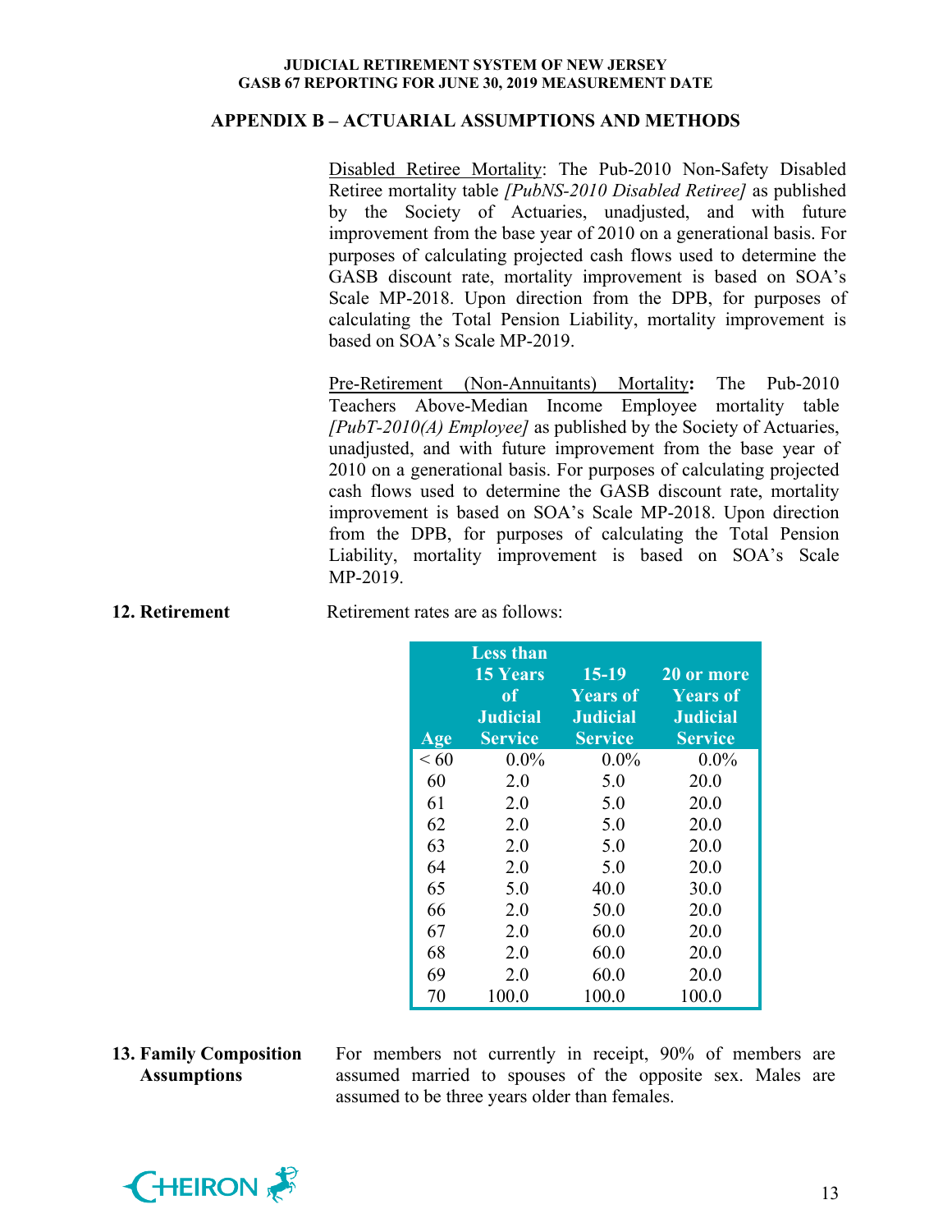## APPENDIX B – ACTUARIAL ASSUMPTIONS AND METHODS

Disabled Retiree Mortality: The Pub-2010 Non-Safety Disabled Retiree mortality table *[PubNS-2010 Disabled Retiree]* as published by the Society of Actuaries, unadjusted, and with future improvement from the base year of 2010 on a generational basis. For purposes of calculating projected cash flows used to determine the GASB discount rate, mortality improvement is based on SOA's Scale MP-2018. Upon direction from the DPB, for purposes of calculating the Total Pension Liability, mortality improvement is based on SOA's Scale MP-2019.

Pre-Retirement (Non-Annuitants) Mortality**:** The Pub-2010 Teachers Above-Median Income Employee mortality table *[PubT-2010(A) Employee]* as published by the Society of Actuaries, unadjusted, and with future improvement from the base year of 2010 on a generational basis. For purposes of calculating projected cash flows used to determine the GASB discount rate, mortality improvement is based on SOA's Scale MP-2018. Upon direction from the DPB, for purposes of calculating the Total Pension Liability, mortality improvement is based on SOA's Scale MP-2019.

**12. Retirement**

Retirement rates are as follows:

| Age | Less than 15 Years of Judicial Service | 15-19 Years of Judicial Service | 20 or more Years of Judicial Service |
|---|---|---|---|
| < 60 | 0.0% | 0.0% | 0.0% |
| 60 | 2.0 | 5.0 | 20.0 |
| 61 | 2.0 | 5.0 | 20.0 |
| 62 | 2.0 | 5.0 | 20.0 |
| 63 | 2.0 | 5.0 | 20.0 |
| 64 | 2.0 | 5.0 | 20.0 |
| 65 | 5.0 | 40.0 | 30.0 |
| 66 | 2.0 | 50.0 | 20.0 |
| 67 | 2.0 | 60.0 | 20.0 |
| 68 | 2.0 | 60.0 | 20.0 |
| 69 | 2.0 | 60.0 | 20.0 |
| 70 | 100.0 | 100.0 | 100.0 |

**13. Family Composition Assumptions**

For members not currently in receipt, 90% of members are assumed married to spouses of the opposite sex. Males are assumed to be three years older than females.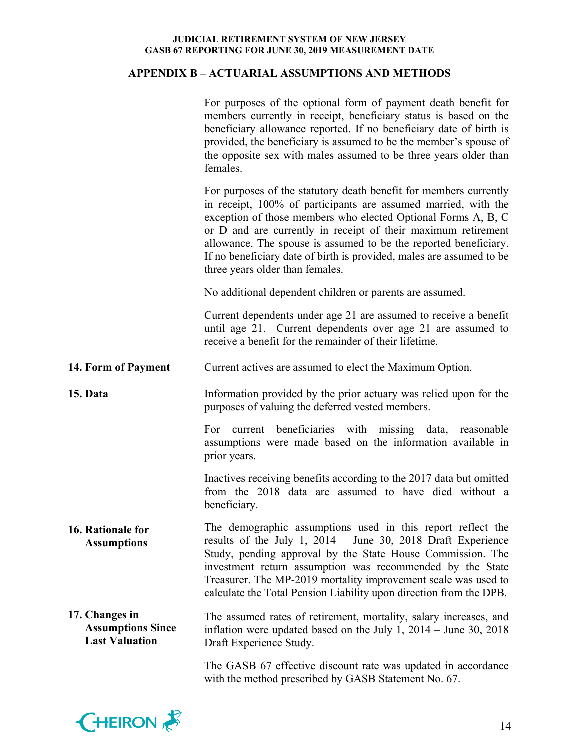## APPENDIX B – ACTUARIAL ASSUMPTIONS AND METHODS

For purposes of the optional form of payment death benefit for members currently in receipt, beneficiary status is based on the beneficiary allowance reported. If no beneficiary date of birth is provided, the beneficiary is assumed to be the member's spouse of the opposite sex with males assumed to be three years older than females.

For purposes of the statutory death benefit for members currently in receipt, 100% of participants are assumed married, with the exception of those members who elected Optional Forms A, B, C or D and are currently in receipt of their maximum retirement allowance. The spouse is assumed to be the reported beneficiary. If no beneficiary date of birth is provided, males are assumed to be three years older than females.

No additional dependent children or parents are assumed.

Current dependents under age 21 are assumed to receive a benefit until age 21. Current dependents over age 21 are assumed to receive a benefit for the remainder of their lifetime.

**14. Form of Payment**

Current actives are assumed to elect the Maximum Option.

**15. Data**

Information provided by the prior actuary was relied upon for the purposes of valuing the deferred vested members.

For current beneficiaries with missing data, reasonable assumptions were made based on the information available in prior years.

Inactives receiving benefits according to the 2017 data but omitted from the 2018 data are assumed to have died without a beneficiary.

**16. Rationale for Assumptions**

The demographic assumptions used in this report reflect the results of the July 1, 2014 – June 30, 2018 Draft Experience Study, pending approval by the State House Commission. The investment return assumption was recommended by the State Treasurer. The MP-2019 mortality improvement scale was used to calculate the Total Pension Liability upon direction from the DPB.

**17. Changes in Assumptions Since Last Valuation**

The assumed rates of retirement, mortality, salary increases, and inflation were updated based on the July 1, 2014 – June 30, 2018 Draft Experience Study.

The GASB 67 effective discount rate was updated in accordance with the method prescribed by GASB Statement No. 67.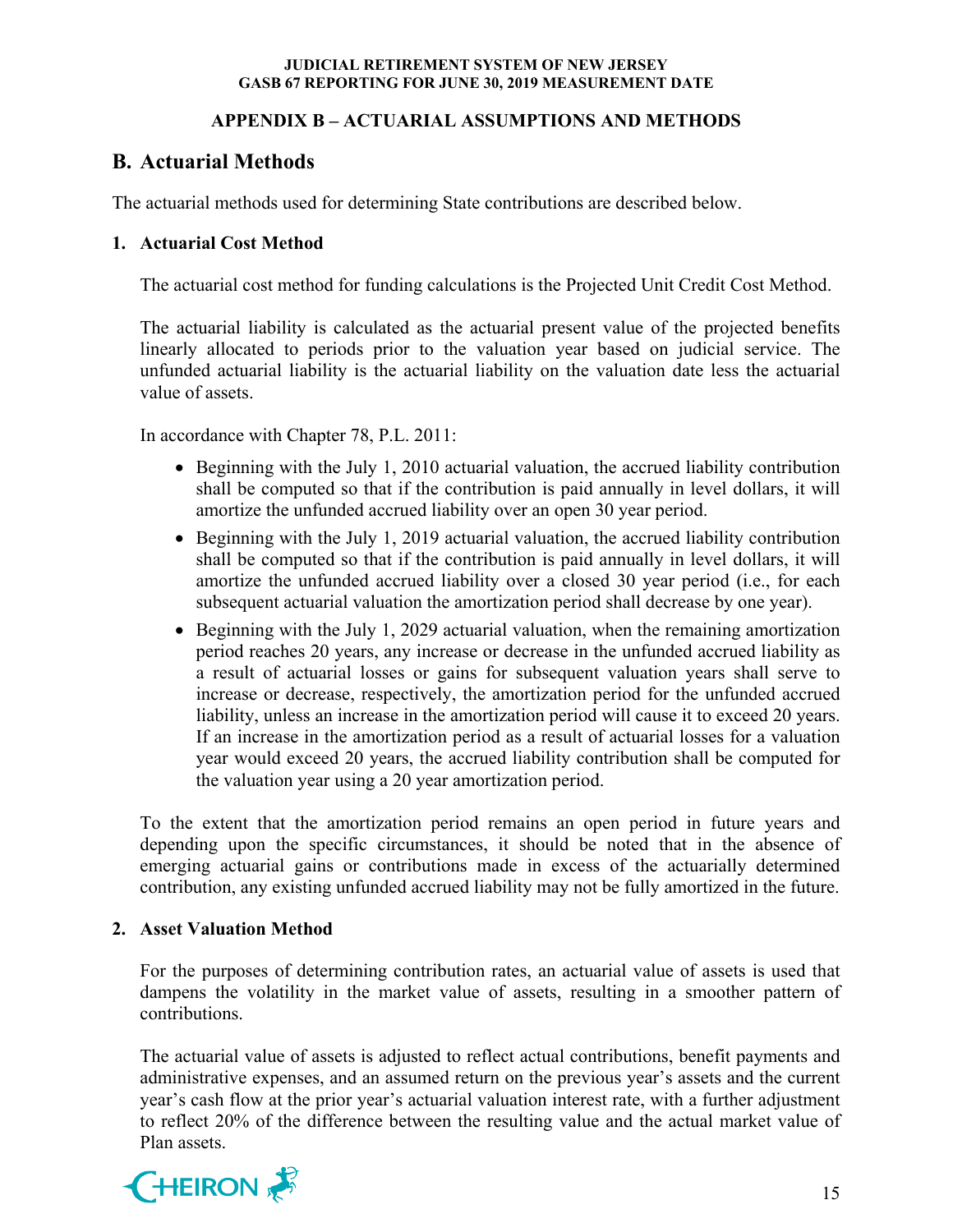## APPENDIX B – ACTUARIAL ASSUMPTIONS AND METHODS

# B. Actuarial Methods

The actuarial methods used for determining State contributions are described below.

### 1. Actuarial Cost Method

The actuarial cost method for funding calculations is the Projected Unit Credit Cost Method.

The actuarial liability is calculated as the actuarial present value of the projected benefits linearly allocated to periods prior to the valuation year based on judicial service. The unfunded actuarial liability is the actuarial liability on the valuation date less the actuarial value of assets.

In accordance with Chapter 78, P.L. 2011:

- Beginning with the July 1, 2010 actuarial valuation, the accrued liability contribution shall be computed so that if the contribution is paid annually in level dollars, it will amortize the unfunded accrued liability over an open 30 year period.
- Beginning with the July 1, 2019 actuarial valuation, the accrued liability contribution shall be computed so that if the contribution is paid annually in level dollars, it will amortize the unfunded accrued liability over a closed 30 year period (i.e., for each subsequent actuarial valuation the amortization period shall decrease by one year).
- Beginning with the July 1, 2029 actuarial valuation, when the remaining amortization period reaches 20 years, any increase or decrease in the unfunded accrued liability as a result of actuarial losses or gains for subsequent valuation years shall serve to increase or decrease, respectively, the amortization period for the unfunded accrued liability, unless an increase in the amortization period will cause it to exceed 20 years. If an increase in the amortization period as a result of actuarial losses for a valuation year would exceed 20 years, the accrued liability contribution shall be computed for the valuation year using a 20 year amortization period.

To the extent that the amortization period remains an open period in future years and depending upon the specific circumstances, it should be noted that in the absence of emerging actuarial gains or contributions made in excess of the actuarially determined contribution, any existing unfunded accrued liability may not be fully amortized in the future.

### 2. Asset Valuation Method

For the purposes of determining contribution rates, an actuarial value of assets is used that dampens the volatility in the market value of assets, resulting in a smoother pattern of contributions.

The actuarial value of assets is adjusted to reflect actual contributions, benefit payments and administrative expenses, and an assumed return on the previous year's assets and the current year's cash flow at the prior year's actuarial valuation interest rate, with a further adjustment to reflect 20% of the difference between the resulting value and the actual market value of Plan assets.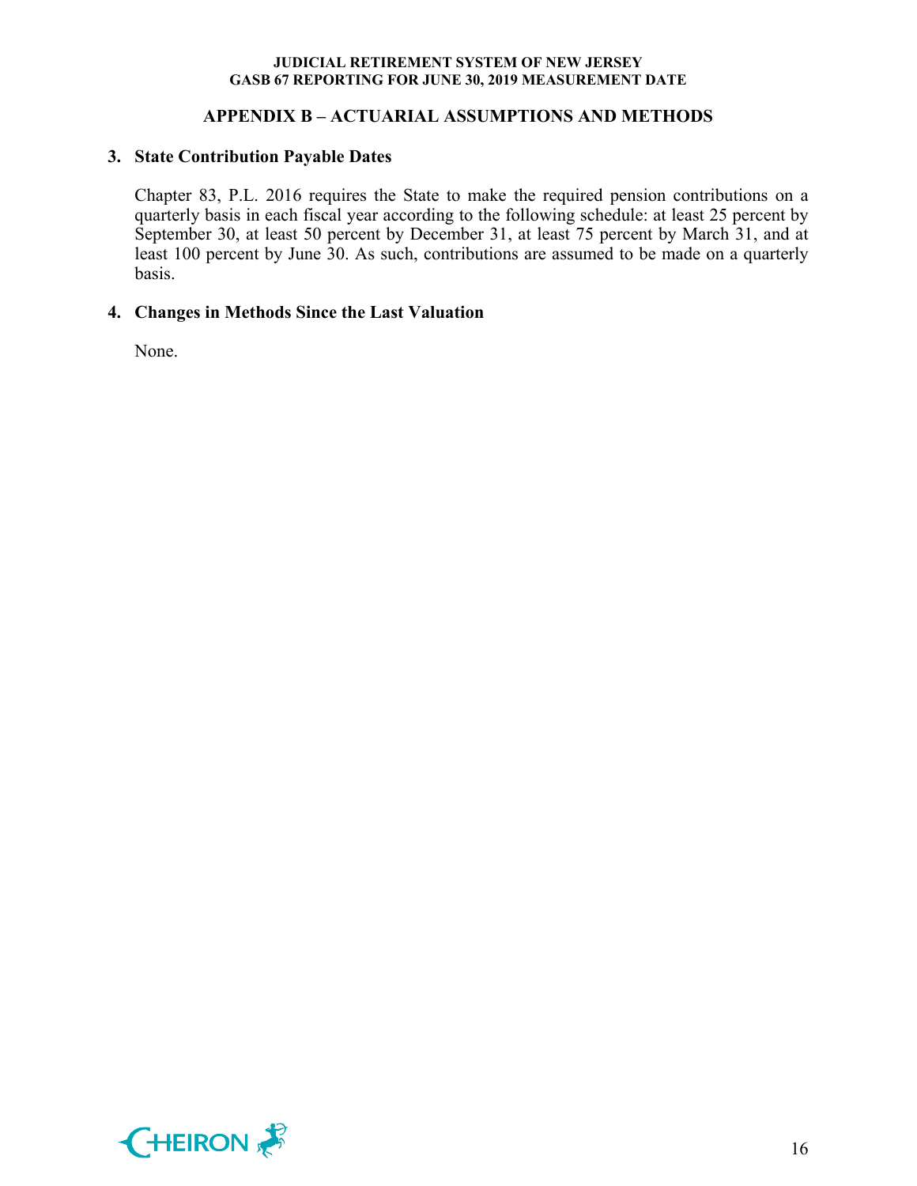## APPENDIX B – ACTUARIAL ASSUMPTIONS AND METHODS

### 3. State Contribution Payable Dates

Chapter 83, P.L. 2016 requires the State to make the required pension contributions on a quarterly basis in each fiscal year according to the following schedule: at least 25 percent by September 30, at least 50 percent by December 31, at least 75 percent by March 31, and at least 100 percent by June 30. As such, contributions are assumed to be made on a quarterly basis.

### 4. Changes in Methods Since the Last Valuation

None.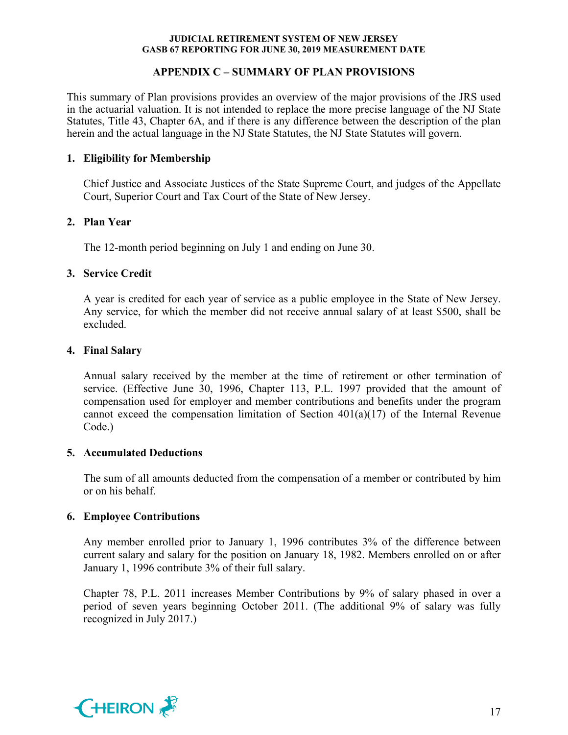## APPENDIX C – SUMMARY OF PLAN PROVISIONS

This summary of Plan provisions provides an overview of the major provisions of the JRS used in the actuarial valuation. It is not intended to replace the more precise language of the NJ State Statutes, Title 43, Chapter 6A, and if there is any difference between the description of the plan herein and the actual language in the NJ State Statutes, the NJ State Statutes will govern.

### 1. Eligibility for Membership

Chief Justice and Associate Justices of the State Supreme Court, and judges of the Appellate Court, Superior Court and Tax Court of the State of New Jersey.

### 2. Plan Year

The 12-month period beginning on July 1 and ending on June 30.

### 3. Service Credit

A year is credited for each year of service as a public employee in the State of New Jersey. Any service, for which the member did not receive annual salary of at least $500, shall be excluded.

### 4. Final Salary

Annual salary received by the member at the time of retirement or other termination of service. (Effective June 30, 1996, Chapter 113, P.L. 1997 provided that the amount of compensation used for employer and member contributions and benefits under the program cannot exceed the compensation limitation of Section 401(a)(17) of the Internal Revenue Code.)

### 5. Accumulated Deductions

The sum of all amounts deducted from the compensation of a member or contributed by him or on his behalf.

### 6. Employee Contributions

Any member enrolled prior to January 1, 1996 contributes 3% of the difference between current salary and salary for the position on January 18, 1982. Members enrolled on or after January 1, 1996 contribute 3% of their full salary.

Chapter 78, P.L. 2011 increases Member Contributions by 9% of salary phased in over a period of seven years beginning October 2011. (The additional 9% of salary was fully recognized in July 2017.)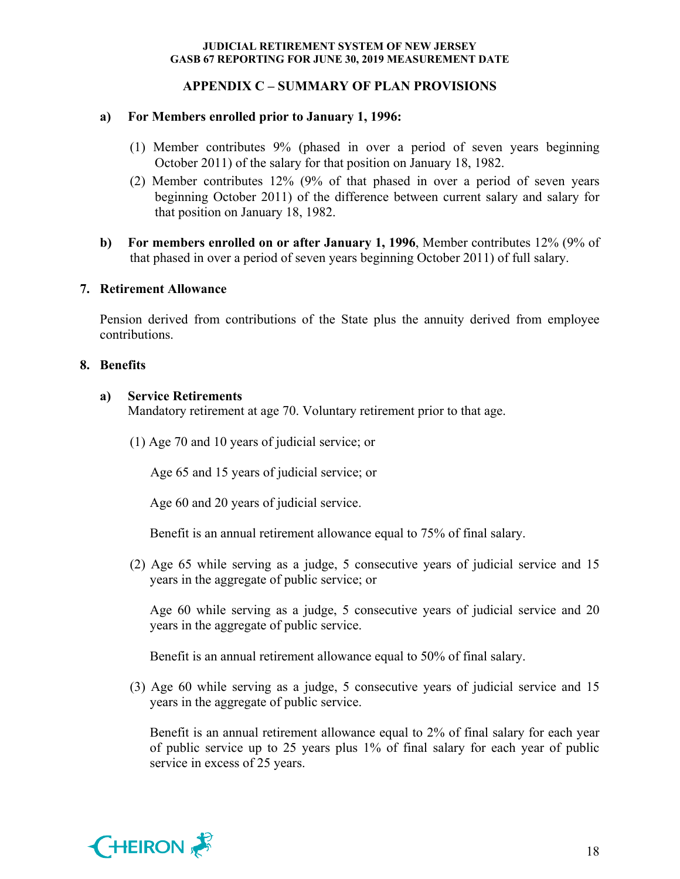## APPENDIX C – SUMMARY OF PLAN PROVISIONS

**a) For Members enrolled prior to January 1, 1996:**

(1) Member contributes 9% (phased in over a period of seven years beginning October 2011) of the salary for that position on January 18, 1982.

(2) Member contributes 12% (9% of that phased in over a period of seven years beginning October 2011) of the difference between current salary and salary for that position on January 18, 1982.

**b) For members enrolled on or after January 1, 1996**, Member contributes 12% (9% of that phased in over a period of seven years beginning October 2011) of full salary.

### 7. Retirement Allowance

Pension derived from contributions of the State plus the annuity derived from employee contributions.

### 8. Benefits

**a) Service Retirements**
Mandatory retirement at age 70. Voluntary retirement prior to that age.

(1) Age 70 and 10 years of judicial service; or

Age 65 and 15 years of judicial service; or

Age 60 and 20 years of judicial service.

Benefit is an annual retirement allowance equal to 75% of final salary.

(2) Age 65 while serving as a judge, 5 consecutive years of judicial service and 15 years in the aggregate of public service; or

Age 60 while serving as a judge, 5 consecutive years of judicial service and 20 years in the aggregate of public service.

Benefit is an annual retirement allowance equal to 50% of final salary.

(3) Age 60 while serving as a judge, 5 consecutive years of judicial service and 15 years in the aggregate of public service.

Benefit is an annual retirement allowance equal to 2% of final salary for each year of public service up to 25 years plus 1% of final salary for each year of public service in excess of 25 years.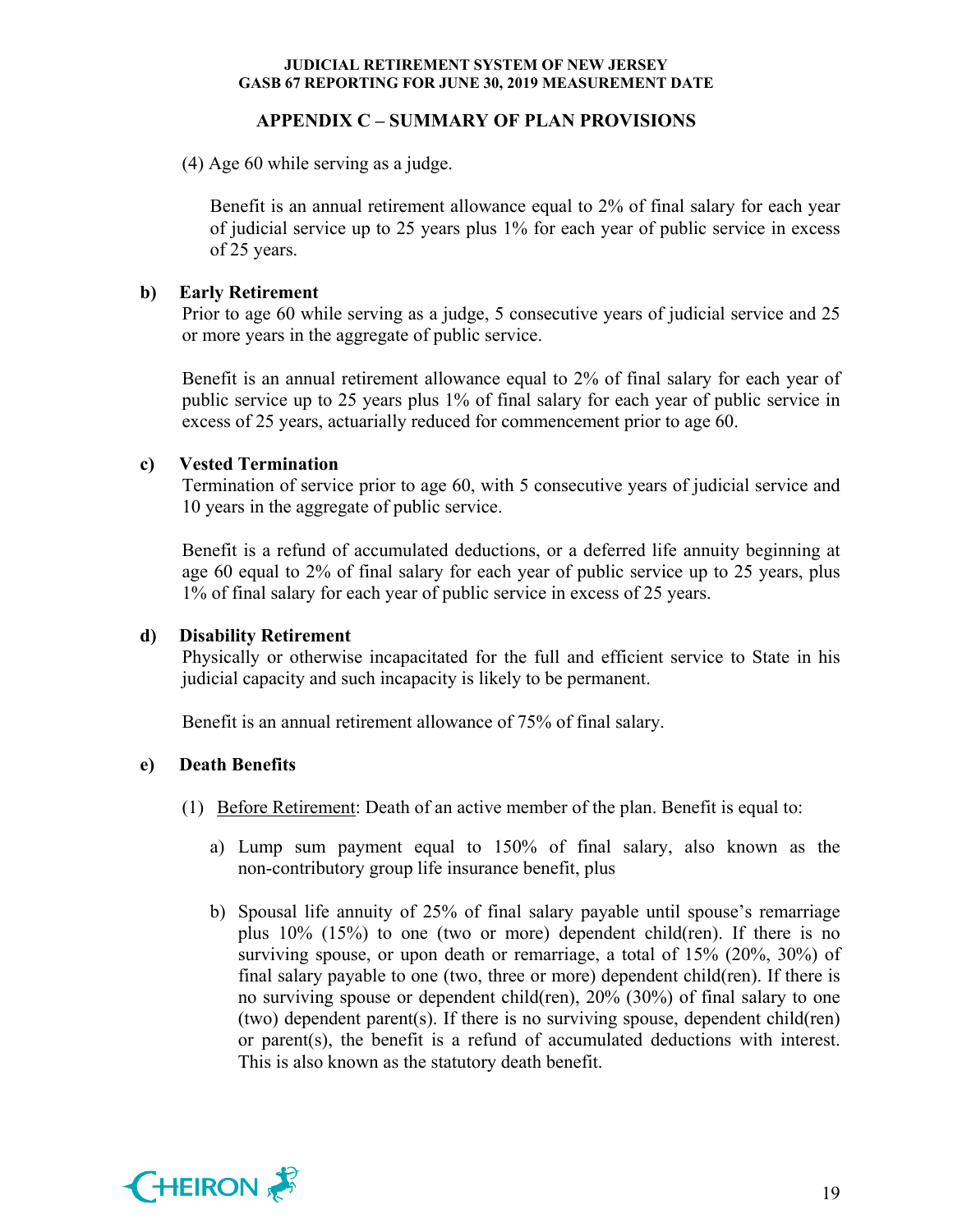## APPENDIX C – SUMMARY OF PLAN PROVISIONS

(4) Age 60 while serving as a judge.

Benefit is an annual retirement allowance equal to 2% of final salary for each year of judicial service up to 25 years plus 1% for each year of public service in excess of 25 years.

**b) Early Retirement**

Prior to age 60 while serving as a judge, 5 consecutive years of judicial service and 25 or more years in the aggregate of public service.

Benefit is an annual retirement allowance equal to 2% of final salary for each year of public service up to 25 years plus 1% of final salary for each year of public service in excess of 25 years, actuarially reduced for commencement prior to age 60.

**c) Vested Termination**

Termination of service prior to age 60, with 5 consecutive years of judicial service and 10 years in the aggregate of public service.

Benefit is a refund of accumulated deductions, or a deferred life annuity beginning at age 60 equal to 2% of final salary for each year of public service up to 25 years, plus 1% of final salary for each year of public service in excess of 25 years.

**d) Disability Retirement**

Physically or otherwise incapacitated for the full and efficient service to State in his judicial capacity and such incapacity is likely to be permanent.

Benefit is an annual retirement allowance of 75% of final salary.

**e) Death Benefits**

(1) Before Retirement: Death of an active member of the plan. Benefit is equal to:

a) Lump sum payment equal to 150% of final salary, also known as the non-contributory group life insurance benefit, plus

b) Spousal life annuity of 25% of final salary payable until spouse's remarriage plus 10% (15%) to one (two or more) dependent child(ren). If there is no surviving spouse, or upon death or remarriage, a total of 15% (20%, 30%) of final salary payable to one (two, three or more) dependent child(ren). If there is no surviving spouse or dependent child(ren), 20% (30%) of final salary to one (two) dependent parent(s). If there is no surviving spouse, dependent child(ren) or parent(s), the benefit is a refund of accumulated deductions with interest. This is also known as the statutory death benefit.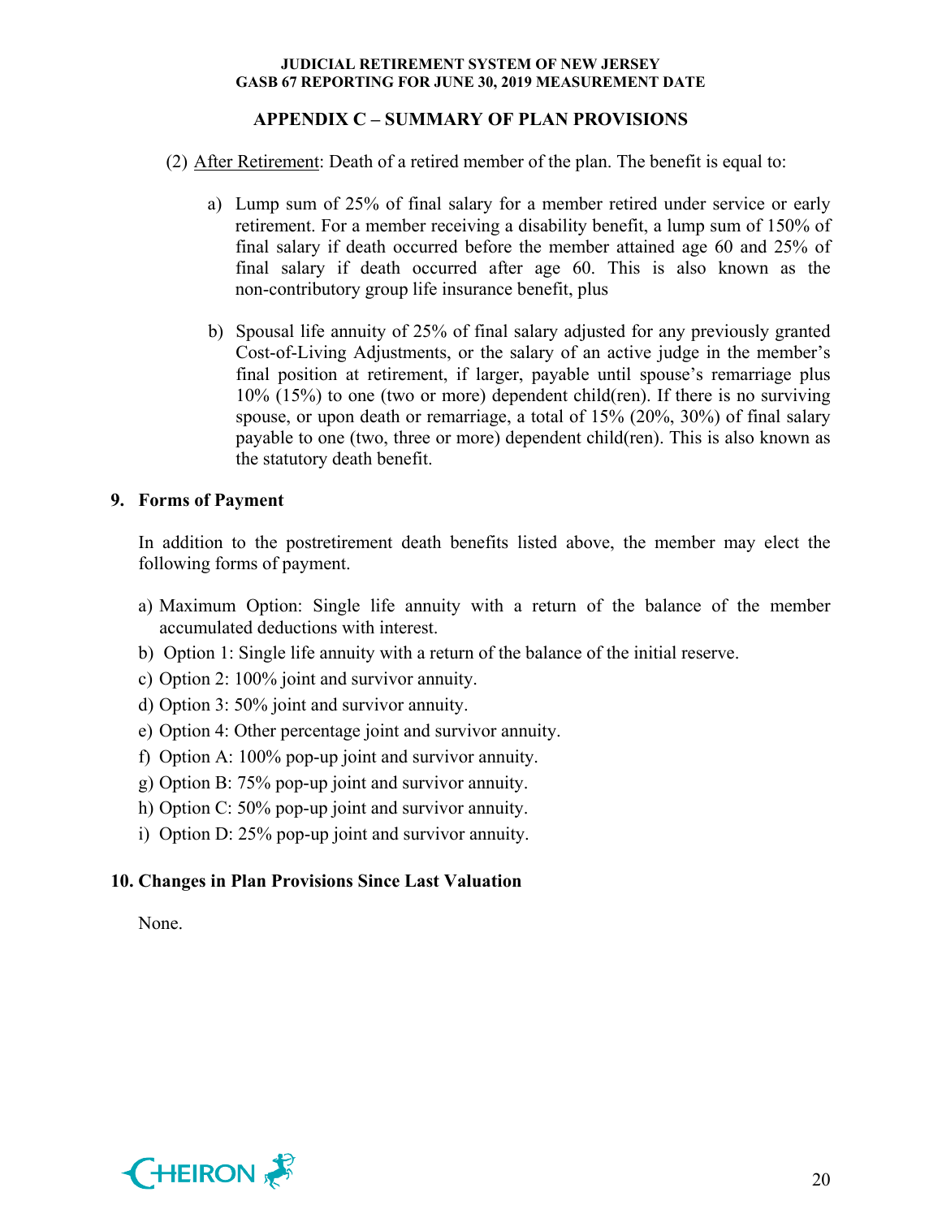## APPENDIX C – SUMMARY OF PLAN PROVISIONS

(2) After Retirement: Death of a retired member of the plan. The benefit is equal to:

a) Lump sum of 25% of final salary for a member retired under service or early retirement. For a member receiving a disability benefit, a lump sum of 150% of final salary if death occurred before the member attained age 60 and 25% of final salary if death occurred after age 60. This is also known as the non-contributory group life insurance benefit, plus

b) Spousal life annuity of 25% of final salary adjusted for any previously granted Cost-of-Living Adjustments, or the salary of an active judge in the member's final position at retirement, if larger, payable until spouse's remarriage plus 10% (15%) to one (two or more) dependent child(ren). If there is no surviving spouse, or upon death or remarriage, a total of 15% (20%, 30%) of final salary payable to one (two, three or more) dependent child(ren). This is also known as the statutory death benefit.

### 9. Forms of Payment

In addition to the postretirement death benefits listed above, the member may elect the following forms of payment.

a) Maximum Option: Single life annuity with a return of the balance of the member accumulated deductions with interest.
b) Option 1: Single life annuity with a return of the balance of the initial reserve.
c) Option 2: 100% joint and survivor annuity.
d) Option 3: 50% joint and survivor annuity.
e) Option 4: Other percentage joint and survivor annuity.
f) Option A: 100% pop-up joint and survivor annuity.
g) Option B: 75% pop-up joint and survivor annuity.
h) Option C: 50% pop-up joint and survivor annuity.
i) Option D: 25% pop-up joint and survivor annuity.

### 10. Changes in Plan Provisions Since Last Valuation

None.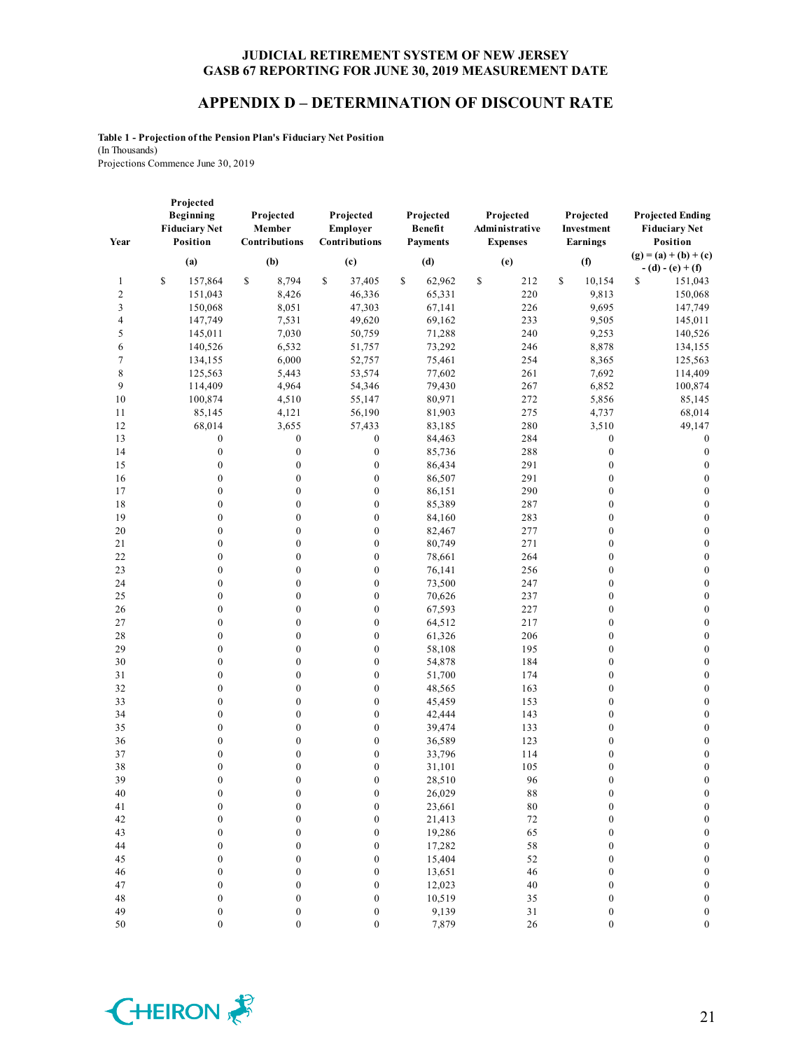# APPENDIX D – DETERMINATION OF DISCOUNT RATE

**Table 1 - Projection of the Pension Plan's Fiduciary Net Position**
(In Thousands)
Projections Commence June 30, 2019

| Year | Projected Beginning Fiduciary Net Position | Projected Member Contributions | Projected Employer Contributions | Projected Benefit Payments | Projected Administrative Expenses | Projected Investment Earnings | Projected Ending Fiduciary Net Position |
|---|---|---|---|---|---|---|---|
| | (a) | (b) | (c) | (d) | (e) | (f) | (g) = (a) + (b) + (c) - (d) - (e) + (f) |
| 1 | $ 157,864 | $ 8,794 | $ 37,405 | $ 62,962 | $ 212 | $ 10,154 | $ 151,043 |
| 2 | 151,043 | 8,426 | 46,336 | 65,331 | 220 | 9,813 | 150,068 |
| 3 | 150,068 | 8,051 | 47,303 | 67,141 | 226 | 9,695 | 147,749 |
| 4 | 147,749 | 7,531 | 49,620 | 69,162 | 233 | 9,505 | 145,011 |
| 5 | 145,011 | 7,030 | 50,759 | 71,288 | 240 | 9,253 | 140,526 |
| 6 | 140,526 | 6,532 | 51,757 | 73,292 | 246 | 8,878 | 134,155 |
| 7 | 134,155 | 6,000 | 52,757 | 75,461 | 254 | 8,365 | 125,563 |
| 8 | 125,563 | 5,443 | 53,574 | 77,602 | 261 | 7,692 | 114,409 |
| 9 | 114,409 | 4,964 | 54,346 | 79,430 | 267 | 6,852 | 100,874 |
| 10 | 100,874 | 4,510 | 55,147 | 80,971 | 272 | 5,856 | 85,145 |
| 11 | 85,145 | 4,121 | 56,190 | 81,903 | 275 | 4,737 | 68,014 |
| 12 | 68,014 | 3,655 | 57,433 | 83,185 | 280 | 3,510 | 49,147 |
| 13 | 0 | 0 | 0 | 84,463 | 284 | 0 | 0 |
| 14 | 0 | 0 | 0 | 85,736 | 288 | 0 | 0 |
| 15 | 0 | 0 | 0 | 86,434 | 291 | 0 | 0 |
| 16 | 0 | 0 | 0 | 86,507 | 291 | 0 | 0 |
| 17 | 0 | 0 | 0 | 86,151 | 290 | 0 | 0 |
| 18 | 0 | 0 | 0 | 85,389 | 287 | 0 | 0 |
| 19 | 0 | 0 | 0 | 84,160 | 283 | 0 | 0 |
| 20 | 0 | 0 | 0 | 82,467 | 277 | 0 | 0 |
| 21 | 0 | 0 | 0 | 80,749 | 271 | 0 | 0 |
| 22 | 0 | 0 | 0 | 78,661 | 264 | 0 | 0 |
| 23 | 0 | 0 | 0 | 76,141 | 256 | 0 | 0 |
| 24 | 0 | 0 | 0 | 73,500 | 247 | 0 | 0 |
| 25 | 0 | 0 | 0 | 70,626 | 237 | 0 | 0 |
| 26 | 0 | 0 | 0 | 67,593 | 227 | 0 | 0 |
| 27 | 0 | 0 | 0 | 64,512 | 217 | 0 | 0 |
| 28 | 0 | 0 | 0 | 61,326 | 206 | 0 | 0 |
| 29 | 0 | 0 | 0 | 58,108 | 195 | 0 | 0 |
| 30 | 0 | 0 | 0 | 54,878 | 184 | 0 | 0 |
| 31 | 0 | 0 | 0 | 51,700 | 174 | 0 | 0 |
| 32 | 0 | 0 | 0 | 48,565 | 163 | 0 | 0 |
| 33 | 0 | 0 | 0 | 45,459 | 153 | 0 | 0 |
| 34 | 0 | 0 | 0 | 42,444 | 143 | 0 | 0 |
| 35 | 0 | 0 | 0 | 39,474 | 133 | 0 | 0 |
| 36 | 0 | 0 | 0 | 36,589 | 123 | 0 | 0 |
| 37 | 0 | 0 | 0 | 33,796 | 114 | 0 | 0 |
| 38 | 0 | 0 | 0 | 31,101 | 105 | 0 | 0 |
| 39 | 0 | 0 | 0 | 28,510 | 96 | 0 | 0 |
| 40 | 0 | 0 | 0 | 26,029 | 88 | 0 | 0 |
| 41 | 0 | 0 | 0 | 23,661 | 80 | 0 | 0 |
| 42 | 0 | 0 | 0 | 21,413 | 72 | 0 | 0 |
| 43 | 0 | 0 | 0 | 19,286 | 65 | 0 | 0 |
| 44 | 0 | 0 | 0 | 17,282 | 58 | 0 | 0 |
| 45 | 0 | 0 | 0 | 15,404 | 52 | 0 | 0 |
| 46 | 0 | 0 | 0 | 13,651 | 46 | 0 | 0 |
| 47 | 0 | 0 | 0 | 12,023 | 40 | 0 | 0 |
| 48 | 0 | 0 | 0 | 10,519 | 35 | 0 | 0 |
| 49 | 0 | 0 | 0 | 9,139 | 31 | 0 | 0 |
| 50 | 0 | 0 | 0 | 7,879 | 26 | 0 | 0 |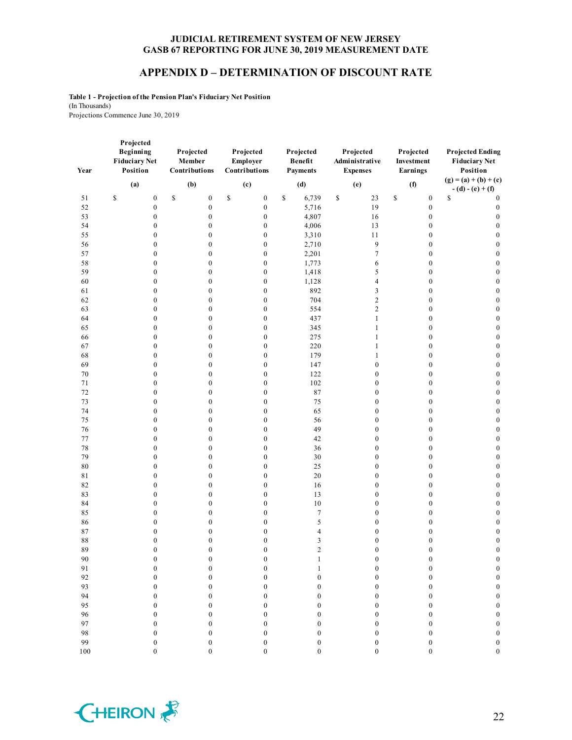# APPENDIX D – DETERMINATION OF DISCOUNT RATE

**Table 1 - Projection of the Pension Plan's Fiduciary Net Position**
(In Thousands)
Projections Commence June 30, 2019

| Year | Projected Beginning Fiduciary Net Position (a) | Projected Member Contributions (b) | Projected Employer Contributions (c) | Projected Benefit Payments (d) | Projected Administrative Expenses (e) | Projected Investment Earnings (f) | Projected Ending Fiduciary Net Position (g) = (a) + (b) + (c) - (d) - (e) + (f) |
|---|---|---|---|---|---|---|---|
| 51 | $ 0 | $ 0 | $ 0 | $ 6,739 | $ 23 | $ 0 | $ 0 |
| 52 | 0 | 0 | 0 | 5,716 | 19 | 0 | 0 |
| 53 | 0 | 0 | 0 | 4,807 | 16 | 0 | 0 |
| 54 | 0 | 0 | 0 | 4,006 | 13 | 0 | 0 |
| 55 | 0 | 0 | 0 | 3,310 | 11 | 0 | 0 |
| 56 | 0 | 0 | 0 | 2,710 | 9 | 0 | 0 |
| 57 | 0 | 0 | 0 | 2,201 | 7 | 0 | 0 |
| 58 | 0 | 0 | 0 | 1,773 | 6 | 0 | 0 |
| 59 | 0 | 0 | 0 | 1,418 | 5 | 0 | 0 |
| 60 | 0 | 0 | 0 | 1,128 | 4 | 0 | 0 |
| 61 | 0 | 0 | 0 | 892 | 3 | 0 | 0 |
| 62 | 0 | 0 | 0 | 704 | 2 | 0 | 0 |
| 63 | 0 | 0 | 0 | 554 | 2 | 0 | 0 |
| 64 | 0 | 0 | 0 | 437 | 1 | 0 | 0 |
| 65 | 0 | 0 | 0 | 345 | 1 | 0 | 0 |
| 66 | 0 | 0 | 0 | 275 | 1 | 0 | 0 |
| 67 | 0 | 0 | 0 | 220 | 1 | 0 | 0 |
| 68 | 0 | 0 | 0 | 179 | 1 | 0 | 0 |
| 69 | 0 | 0 | 0 | 147 | 0 | 0 | 0 |
| 70 | 0 | 0 | 0 | 122 | 0 | 0 | 0 |
| 71 | 0 | 0 | 0 | 102 | 0 | 0 | 0 |
| 72 | 0 | 0 | 0 | 87 | 0 | 0 | 0 |
| 73 | 0 | 0 | 0 | 75 | 0 | 0 | 0 |
| 74 | 0 | 0 | 0 | 65 | 0 | 0 | 0 |
| 75 | 0 | 0 | 0 | 56 | 0 | 0 | 0 |
| 76 | 0 | 0 | 0 | 49 | 0 | 0 | 0 |
| 77 | 0 | 0 | 0 | 42 | 0 | 0 | 0 |
| 78 | 0 | 0 | 0 | 36 | 0 | 0 | 0 |
| 79 | 0 | 0 | 0 | 30 | 0 | 0 | 0 |
| 80 | 0 | 0 | 0 | 25 | 0 | 0 | 0 |
| 81 | 0 | 0 | 0 | 20 | 0 | 0 | 0 |
| 82 | 0 | 0 | 0 | 16 | 0 | 0 | 0 |
| 83 | 0 | 0 | 0 | 13 | 0 | 0 | 0 |
| 84 | 0 | 0 | 0 | 10 | 0 | 0 | 0 |
| 85 | 0 | 0 | 0 | 7 | 0 | 0 | 0 |
| 86 | 0 | 0 | 0 | 5 | 0 | 0 | 0 |
| 87 | 0 | 0 | 0 | 4 | 0 | 0 | 0 |
| 88 | 0 | 0 | 0 | 3 | 0 | 0 | 0 |
| 89 | 0 | 0 | 0 | 2 | 0 | 0 | 0 |
| 90 | 0 | 0 | 0 | 1 | 0 | 0 | 0 |
| 91 | 0 | 0 | 0 | 1 | 0 | 0 | 0 |
| 92 | 0 | 0 | 0 | 0 | 0 | 0 | 0 |
| 93 | 0 | 0 | 0 | 0 | 0 | 0 | 0 |
| 94 | 0 | 0 | 0 | 0 | 0 | 0 | 0 |
| 95 | 0 | 0 | 0 | 0 | 0 | 0 | 0 |
| 96 | 0 | 0 | 0 | 0 | 0 | 0 | 0 |
| 97 | 0 | 0 | 0 | 0 | 0 | 0 | 0 |
| 98 | 0 | 0 | 0 | 0 | 0 | 0 | 0 |
| 99 | 0 | 0 | 0 | 0 | 0 | 0 | 0 |
| 100 | 0 | 0 | 0 | 0 | 0 | 0 | 0 |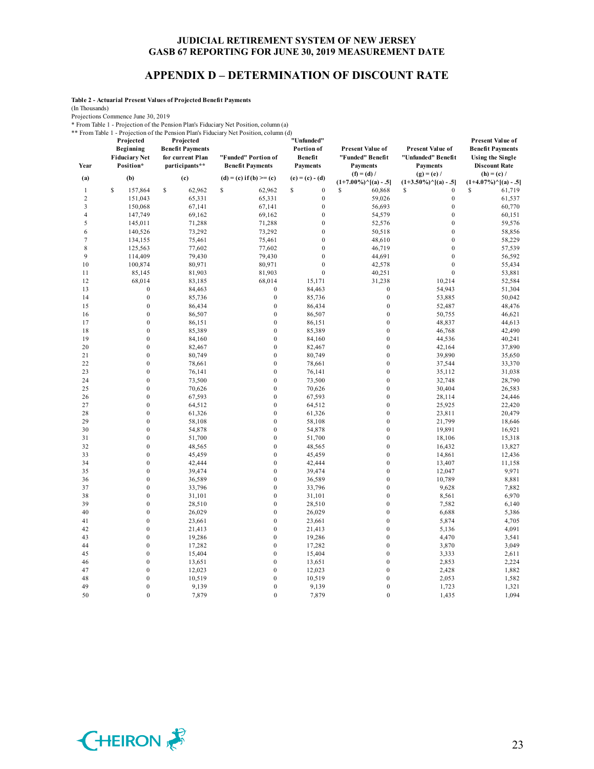# JUDICIAL RETIREMENT SYSTEM OF NEW JERSEY
# GASB 67 REPORTING FOR JUNE 30, 2019 MEASUREMENT DATE

## APPENDIX D – DETERMINATION OF DISCOUNT RATE

**Table 2 - Actuarial Present Values of Projected Benefit Payments**

(In Thousands)

Projections Commence June 30, 2019

\* From Table 1 - Projection of the Pension Plan's Fiduciary Net Position, column (a)

\*\* From Table 1 - Projection of the Pension Plan's Fiduciary Net Position, column (d)

| Year | Projected Beginning Fiduciary Net Position* | Projected Benefit Payments for current Plan participants** | "Funded" Portion of Benefit Payments | "Unfunded" Portion of Benefit Payments | Present Value of "Funded" Benefit Payments | Present Value of "Unfunded" Benefit Payments | Present Value of Benefit Payments Using the Single Discount Rate |
|---|---|---|---|---|---|---|---|
| (a) | (b) | (c) | (d) = (c) if (b) >= (c) | (e) = (c) - (d) | (f) = (d) / (1+7.00%)^[(a) - .5] | (g) = (e) / (1+3.50%)^[(a) - .5] | (h) = (c) / (1+4.07%)^[(a) - .5] |
| 1 | $ 157,864 | $ 62,962 | $ 62,962 | $ 0 | $ 60,868 | $ 0 | $ 61,719 |
| 2 | 151,043 | 65,331 | 65,331 | 0 | 59,026 | 0 | 61,537 |
| 3 | 150,068 | 67,141 | 67,141 | 0 | 56,693 | 0 | 60,770 |
| 4 | 147,749 | 69,162 | 69,162 | 0 | 54,579 | 0 | 60,151 |
| 5 | 145,011 | 71,288 | 71,288 | 0 | 52,576 | 0 | 59,576 |
| 6 | 140,526 | 73,292 | 73,292 | 0 | 50,518 | 0 | 58,856 |
| 7 | 134,155 | 75,461 | 75,461 | 0 | 48,610 | 0 | 58,229 |
| 8 | 125,563 | 77,602 | 77,602 | 0 | 46,719 | 0 | 57,539 |
| 9 | 114,409 | 79,430 | 79,430 | 0 | 44,691 | 0 | 56,592 |
| 10 | 100,874 | 80,971 | 80,971 | 0 | 42,578 | 0 | 55,434 |
| 11 | 85,145 | 81,903 | 81,903 | 0 | 40,251 | 0 | 53,881 |
| 12 | 68,014 | 83,185 | 68,014 | 15,171 | 31,238 | 10,214 | 52,584 |
| 13 | 0 | 84,463 | 0 | 84,463 | 0 | 54,943 | 51,304 |
| 14 | 0 | 85,736 | 0 | 85,736 | 0 | 53,885 | 50,042 |
| 15 | 0 | 86,434 | 0 | 86,434 | 0 | 52,487 | 48,476 |
| 16 | 0 | 86,507 | 0 | 86,507 | 0 | 50,755 | 46,621 |
| 17 | 0 | 86,151 | 0 | 86,151 | 0 | 48,837 | 44,613 |
| 18 | 0 | 85,389 | 0 | 85,389 | 0 | 46,768 | 42,490 |
| 19 | 0 | 84,160 | 0 | 84,160 | 0 | 44,536 | 40,241 |
| 20 | 0 | 82,467 | 0 | 82,467 | 0 | 42,164 | 37,890 |
| 21 | 0 | 80,749 | 0 | 80,749 | 0 | 39,890 | 35,650 |
| 22 | 0 | 78,661 | 0 | 78,661 | 0 | 37,544 | 33,370 |
| 23 | 0 | 76,141 | 0 | 76,141 | 0 | 35,112 | 31,038 |
| 24 | 0 | 73,500 | 0 | 73,500 | 0 | 32,748 | 28,790 |
| 25 | 0 | 70,626 | 0 | 70,626 | 0 | 30,404 | 26,583 |
| 26 | 0 | 67,593 | 0 | 67,593 | 0 | 28,114 | 24,446 |
| 27 | 0 | 64,512 | 0 | 64,512 | 0 | 25,925 | 22,420 |
| 28 | 0 | 61,326 | 0 | 61,326 | 0 | 23,811 | 20,479 |
| 29 | 0 | 58,108 | 0 | 58,108 | 0 | 21,799 | 18,646 |
| 30 | 0 | 54,878 | 0 | 54,878 | 0 | 19,891 | 16,921 |
| 31 | 0 | 51,700 | 0 | 51,700 | 0 | 18,106 | 15,318 |
| 32 | 0 | 48,565 | 0 | 48,565 | 0 | 16,432 | 13,827 |
| 33 | 0 | 45,459 | 0 | 45,459 | 0 | 14,861 | 12,436 |
| 34 | 0 | 42,444 | 0 | 42,444 | 0 | 13,407 | 11,158 |
| 35 | 0 | 39,474 | 0 | 39,474 | 0 | 12,047 | 9,971 |
| 36 | 0 | 36,589 | 0 | 36,589 | 0 | 10,789 | 8,881 |
| 37 | 0 | 33,796 | 0 | 33,796 | 0 | 9,628 | 7,882 |
| 38 | 0 | 31,101 | 0 | 31,101 | 0 | 8,561 | 6,970 |
| 39 | 0 | 28,510 | 0 | 28,510 | 0 | 7,582 | 6,140 |
| 40 | 0 | 26,029 | 0 | 26,029 | 0 | 6,688 | 5,386 |
| 41 | 0 | 23,661 | 0 | 23,661 | 0 | 5,874 | 4,705 |
| 42 | 0 | 21,413 | 0 | 21,413 | 0 | 5,136 | 4,091 |
| 43 | 0 | 19,286 | 0 | 19,286 | 0 | 4,470 | 3,541 |
| 44 | 0 | 17,282 | 0 | 17,282 | 0 | 3,870 | 3,049 |
| 45 | 0 | 15,404 | 0 | 15,404 | 0 | 3,333 | 2,611 |
| 46 | 0 | 13,651 | 0 | 13,651 | 0 | 2,853 | 2,224 |
| 47 | 0 | 12,023 | 0 | 12,023 | 0 | 2,428 | 1,882 |
| 48 | 0 | 10,519 | 0 | 10,519 | 0 | 2,053 | 1,582 |
| 49 | 0 | 9,139 | 0 | 9,139 | 0 | 1,723 | 1,321 |
| 50 | 0 | 7,879 | 0 | 7,879 | 0 | 1,435 | 1,094 |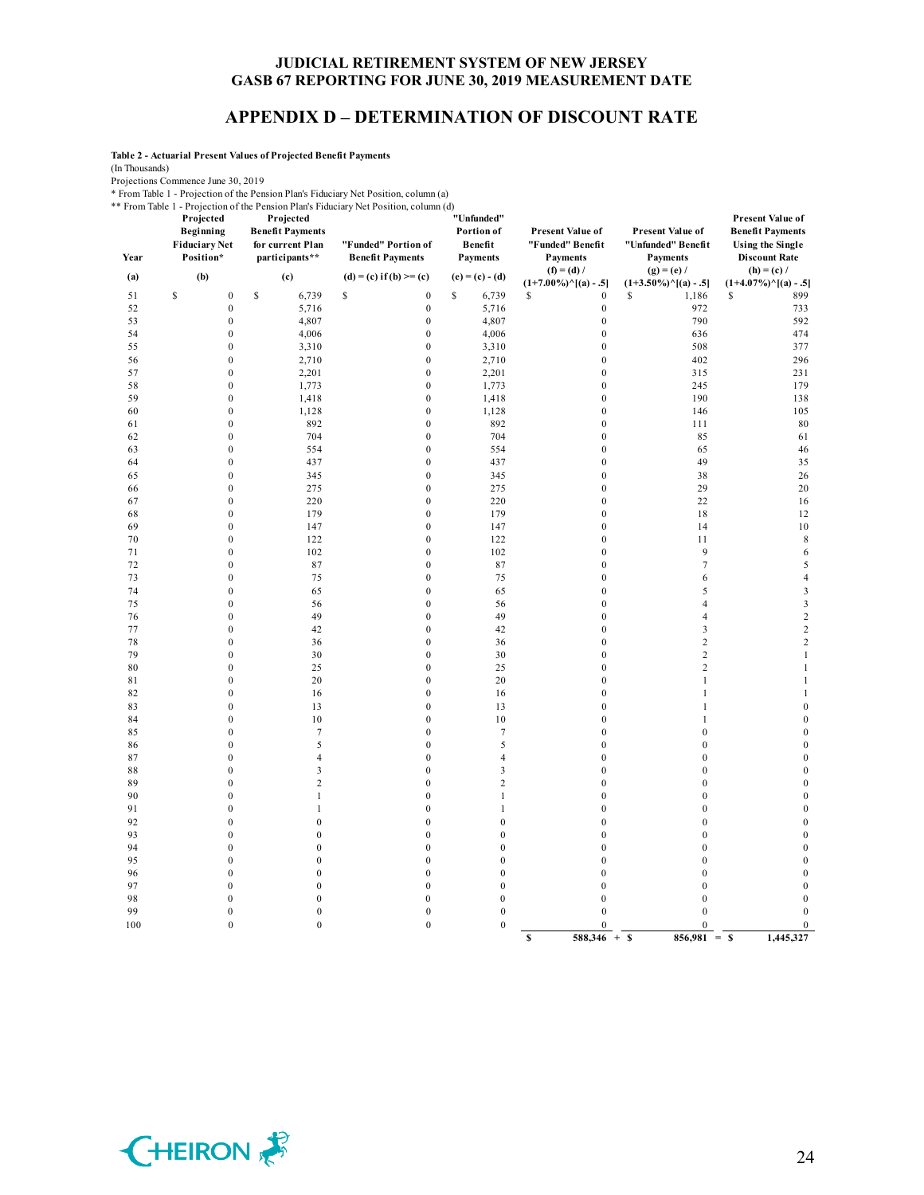# JUDICIAL RETIREMENT SYSTEM OF NEW JERSEY
# GASB 67 REPORTING FOR JUNE 30, 2019 MEASUREMENT DATE

## APPENDIX D – DETERMINATION OF DISCOUNT RATE

**Table 2 - Actuarial Present Values of Projected Benefit Payments**

(In Thousands)

Projections Commence June 30, 2019

\* From Table 1 - Projection of the Pension Plan's Fiduciary Net Position, column (a)

\*\* From Table 1 - Projection of the Pension Plan's Fiduciary Net Position, column (d)

| Year | Projected Beginning Fiduciary Net Position* | Projected Benefit Payments for current Plan participants** | "Funded" Portion of Benefit Payments | "Unfunded" Portion of Benefit Payments | Present Value of "Funded" Benefit Payments | Present Value of "Unfunded" Benefit Payments | Present Value of Benefit Payments Using the Single Discount Rate |
|---|---|---|---|---|---|---|---|
| (a) | (b) | (c) | (d) = (c) if (b) >= (c) | (e) = (c) - (d) | (f) = (d) / (1+7.00%)^[(a) - .5] | (g) = (e) / (1+3.50%)^[(a) - .5] | (h) = (c) / (1+4.07%)^[(a) - .5] |
| 51 | $ 0 | $ 6,739 | $ 0 | $ 6,739 | $ 0 | $ 1,186 | $ 899 |
| 52 | 0 | 5,716 | 0 | 5,716 | 0 | 972 | 733 |
| 53 | 0 | 4,807 | 0 | 4,807 | 0 | 790 | 592 |
| 54 | 0 | 4,006 | 0 | 4,006 | 0 | 636 | 474 |
| 55 | 0 | 3,310 | 0 | 3,310 | 0 | 508 | 377 |
| 56 | 0 | 2,710 | 0 | 2,710 | 0 | 402 | 296 |
| 57 | 0 | 2,201 | 0 | 2,201 | 0 | 315 | 231 |
| 58 | 0 | 1,773 | 0 | 1,773 | 0 | 245 | 179 |
| 59 | 0 | 1,418 | 0 | 1,418 | 0 | 190 | 138 |
| 60 | 0 | 1,128 | 0 | 1,128 | 0 | 146 | 105 |
| 61 | 0 | 892 | 0 | 892 | 0 | 111 | 80 |
| 62 | 0 | 704 | 0 | 704 | 0 | 85 | 61 |
| 63 | 0 | 554 | 0 | 554 | 0 | 65 | 46 |
| 64 | 0 | 437 | 0 | 437 | 0 | 49 | 35 |
| 65 | 0 | 345 | 0 | 345 | 0 | 38 | 26 |
| 66 | 0 | 275 | 0 | 275 | 0 | 29 | 20 |
| 67 | 0 | 220 | 0 | 220 | 0 | 22 | 16 |
| 68 | 0 | 179 | 0 | 179 | 0 | 18 | 12 |
| 69 | 0 | 147 | 0 | 147 | 0 | 14 | 10 |
| 70 | 0 | 122 | 0 | 122 | 0 | 11 | 8 |
| 71 | 0 | 102 | 0 | 102 | 0 | 9 | 6 |
| 72 | 0 | 87 | 0 | 87 | 0 | 7 | 5 |
| 73 | 0 | 75 | 0 | 75 | 0 | 6 | 4 |
| 74 | 0 | 65 | 0 | 65 | 0 | 5 | 3 |
| 75 | 0 | 56 | 0 | 56 | 0 | 4 | 3 |
| 76 | 0 | 49 | 0 | 49 | 0 | 4 | 2 |
| 77 | 0 | 42 | 0 | 42 | 0 | 3 | 2 |
| 78 | 0 | 36 | 0 | 36 | 0 | 2 | 2 |
| 79 | 0 | 30 | 0 | 30 | 0 | 2 | 1 |
| 80 | 0 | 25 | 0 | 25 | 0 | 2 | 1 |
| 81 | 0 | 20 | 0 | 20 | 0 | 1 | 1 |
| 82 | 0 | 16 | 0 | 16 | 0 | 1 | 1 |
| 83 | 0 | 13 | 0 | 13 | 0 | 1 | 0 |
| 84 | 0 | 10 | 0 | 10 | 0 | 1 | 0 |
| 85 | 0 | 7 | 0 | 7 | 0 | 0 | 0 |
| 86 | 0 | 5 | 0 | 5 | 0 | 0 | 0 |
| 87 | 0 | 4 | 0 | 4 | 0 | 0 | 0 |
| 88 | 0 | 3 | 0 | 3 | 0 | 0 | 0 |
| 89 | 0 | 2 | 0 | 2 | 0 | 0 | 0 |
| 90 | 0 | 1 | 0 | 1 | 0 | 0 | 0 |
| 91 | 0 | 1 | 0 | 1 | 0 | 0 | 0 |
| 92 | 0 | 0 | 0 | 0 | 0 | 0 | 0 |
| 93 | 0 | 0 | 0 | 0 | 0 | 0 | 0 |
| 94 | 0 | 0 | 0 | 0 | 0 | 0 | 0 |
| 95 | 0 | 0 | 0 | 0 | 0 | 0 | 0 |
| 96 | 0 | 0 | 0 | 0 | 0 | 0 | 0 |
| 97 | 0 | 0 | 0 | 0 | 0 | 0 | 0 |
| 98 | 0 | 0 | 0 | 0 | 0 | 0 | 0 |
| 99 | 0 | 0 | 0 | 0 | 0 | 0 | 0 |
| 100 | 0 | 0 | 0 | 0 | 0 | 0 | 0 |
| | | | | | **$ 588,346** + | **$ 856,981** = | **$ 1,445,327** |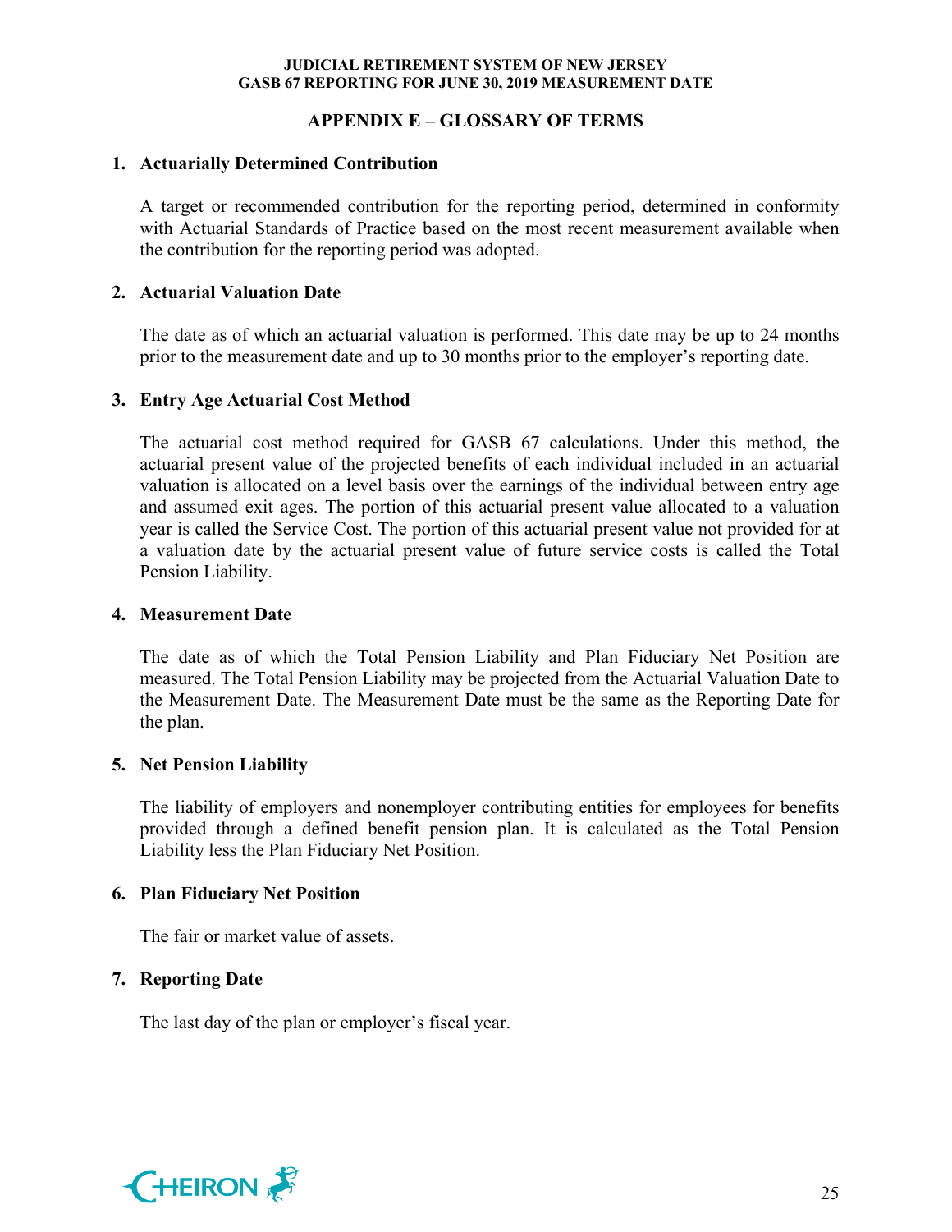## APPENDIX E – GLOSSARY OF TERMS

1. **Actuarially Determined Contribution**

   A target or recommended contribution for the reporting period, determined in conformity with Actuarial Standards of Practice based on the most recent measurement available when the contribution for the reporting period was adopted.

2. **Actuarial Valuation Date**

   The date as of which an actuarial valuation is performed. This date may be up to 24 months prior to the measurement date and up to 30 months prior to the employer's reporting date.

3. **Entry Age Actuarial Cost Method**

   The actuarial cost method required for GASB 67 calculations. Under this method, the actuarial present value of the projected benefits of each individual included in an actuarial valuation is allocated on a level basis over the earnings of the individual between entry age and assumed exit ages. The portion of this actuarial present value allocated to a valuation year is called the Service Cost. The portion of this actuarial present value not provided for at a valuation date by the actuarial present value of future service costs is called the Total Pension Liability.

4. **Measurement Date**

   The date as of which the Total Pension Liability and Plan Fiduciary Net Position are measured. The Total Pension Liability may be projected from the Actuarial Valuation Date to the Measurement Date. The Measurement Date must be the same as the Reporting Date for the plan.

5. **Net Pension Liability**

   The liability of employers and nonemployer contributing entities for employees for benefits provided through a defined benefit pension plan. It is calculated as the Total Pension Liability less the Plan Fiduciary Net Position.

6. **Plan Fiduciary Net Position**

   The fair or market value of assets.

7. **Reporting Date**

   The last day of the plan or employer's fiscal year.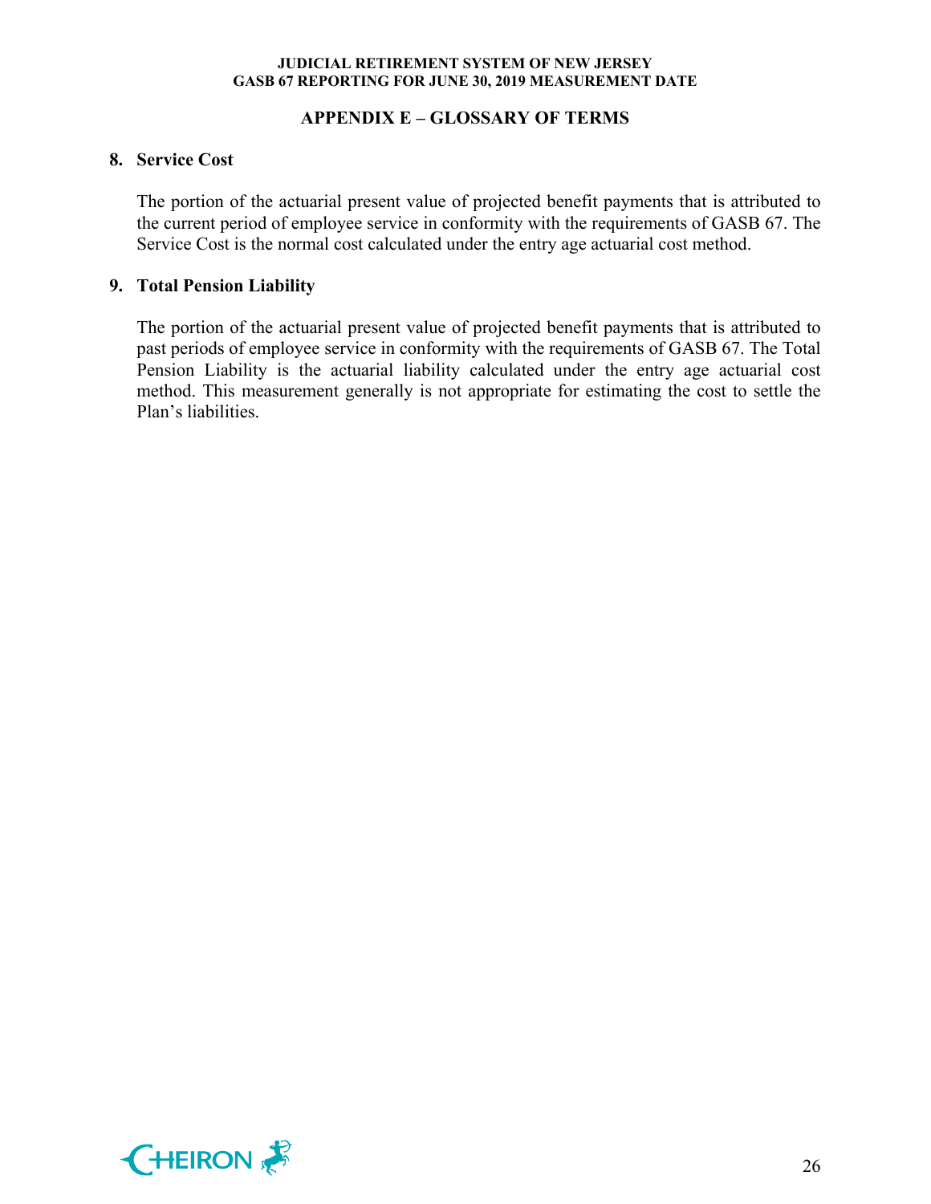## APPENDIX E – GLOSSARY OF TERMS

**8. Service Cost**

The portion of the actuarial present value of projected benefit payments that is attributed to the current period of employee service in conformity with the requirements of GASB 67. The Service Cost is the normal cost calculated under the entry age actuarial cost method.

**9. Total Pension Liability**

The portion of the actuarial present value of projected benefit payments that is attributed to past periods of employee service in conformity with the requirements of GASB 67. The Total Pension Liability is the actuarial liability calculated under the entry age actuarial cost method. This measurement generally is not appropriate for estimating the cost to settle the Plan's liabilities.